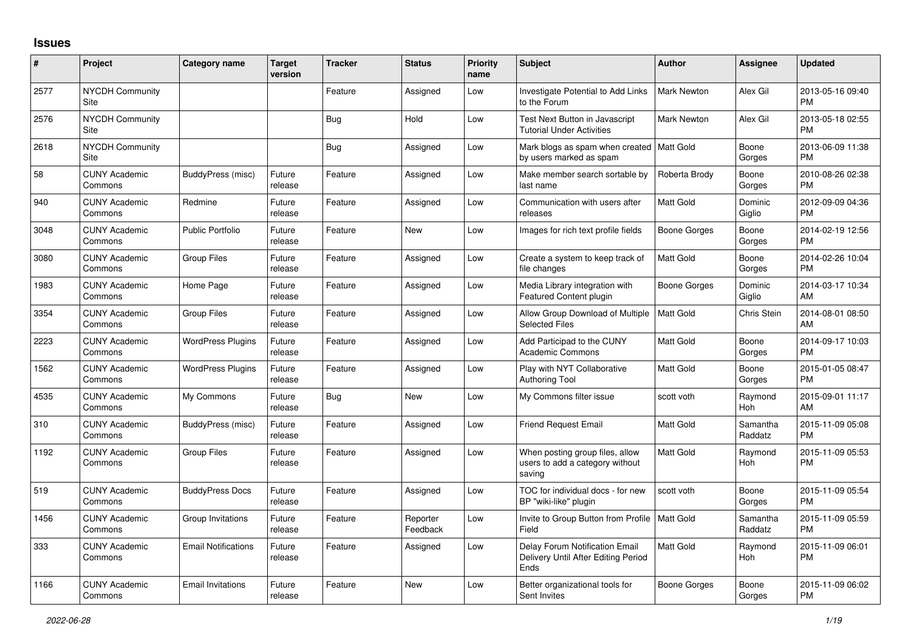# Issues

| # | Project | Category name | Target version | Tracker | Status | Priority name | Subject | Author | Assignee | Updated |
|---|---|---|---|---|---|---|---|---|---|---|
| 2577 | NYCDH Community Site | | | Feature | Assigned | Low | Investigate Potential to Add Links to the Forum | Mark Newton | Alex Gil | 2013-05-16 09:40 PM |
| 2576 | NYCDH Community Site | | | Bug | Hold | Low | Test Next Button in Javascript Tutorial Under Activities | Mark Newton | Alex Gil | 2013-05-18 02:55 PM |
| 2618 | NYCDH Community Site | | | Bug | Assigned | Low | Mark blogs as spam when created by users marked as spam | Matt Gold | Boone Gorges | 2013-06-09 11:38 PM |
| 58 | CUNY Academic Commons | BuddyPress (misc) | Future release | Feature | Assigned | Low | Make member search sortable by last name | Roberta Brody | Boone Gorges | 2010-08-26 02:38 PM |
| 940 | CUNY Academic Commons | Redmine | Future release | Feature | Assigned | Low | Communication with users after releases | Matt Gold | Dominic Giglio | 2012-09-09 04:36 PM |
| 3048 | CUNY Academic Commons | Public Portfolio | Future release | Feature | New | Low | Images for rich text profile fields | Boone Gorges | Boone Gorges | 2014-02-19 12:56 PM |
| 3080 | CUNY Academic Commons | Group Files | Future release | Feature | Assigned | Low | Create a system to keep track of file changes | Matt Gold | Boone Gorges | 2014-02-26 10:04 PM |
| 1983 | CUNY Academic Commons | Home Page | Future release | Feature | Assigned | Low | Media Library integration with Featured Content plugin | Boone Gorges | Dominic Giglio | 2014-03-17 10:34 AM |
| 3354 | CUNY Academic Commons | Group Files | Future release | Feature | Assigned | Low | Allow Group Download of Multiple Selected Files | Matt Gold | Chris Stein | 2014-08-01 08:50 AM |
| 2223 | CUNY Academic Commons | WordPress Plugins | Future release | Feature | Assigned | Low | Add Participad to the CUNY Academic Commons | Matt Gold | Boone Gorges | 2014-09-17 10:03 PM |
| 1562 | CUNY Academic Commons | WordPress Plugins | Future release | Feature | Assigned | Low | Play with NYT Collaborative Authoring Tool | Matt Gold | Boone Gorges | 2015-01-05 08:47 PM |
| 4535 | CUNY Academic Commons | My Commons | Future release | Bug | New | Low | My Commons filter issue | scott voth | Raymond Hoh | 2015-09-01 11:17 AM |
| 310 | CUNY Academic Commons | BuddyPress (misc) | Future release | Feature | Assigned | Low | Friend Request Email | Matt Gold | Samantha Raddatz | 2015-11-09 05:08 PM |
| 1192 | CUNY Academic Commons | Group Files | Future release | Feature | Assigned | Low | When posting group files, allow users to add a category without saving | Matt Gold | Raymond Hoh | 2015-11-09 05:53 PM |
| 519 | CUNY Academic Commons | BuddyPress Docs | Future release | Feature | Assigned | Low | TOC for individual docs - for new BP "wiki-like" plugin | scott voth | Boone Gorges | 2015-11-09 05:54 PM |
| 1456 | CUNY Academic Commons | Group Invitations | Future release | Feature | Reporter Feedback | Low | Invite to Group Button from Profile Field | Matt Gold | Samantha Raddatz | 2015-11-09 05:59 PM |
| 333 | CUNY Academic Commons | Email Notifications | Future release | Feature | Assigned | Low | Delay Forum Notification Email Delivery Until After Editing Period Ends | Matt Gold | Raymond Hoh | 2015-11-09 06:01 PM |
| 1166 | CUNY Academic Commons | Email Invitations | Future release | Feature | New | Low | Better organizational tools for Sent Invites | Boone Gorges | Boone Gorges | 2015-11-09 06:02 PM |

*2022-06-28*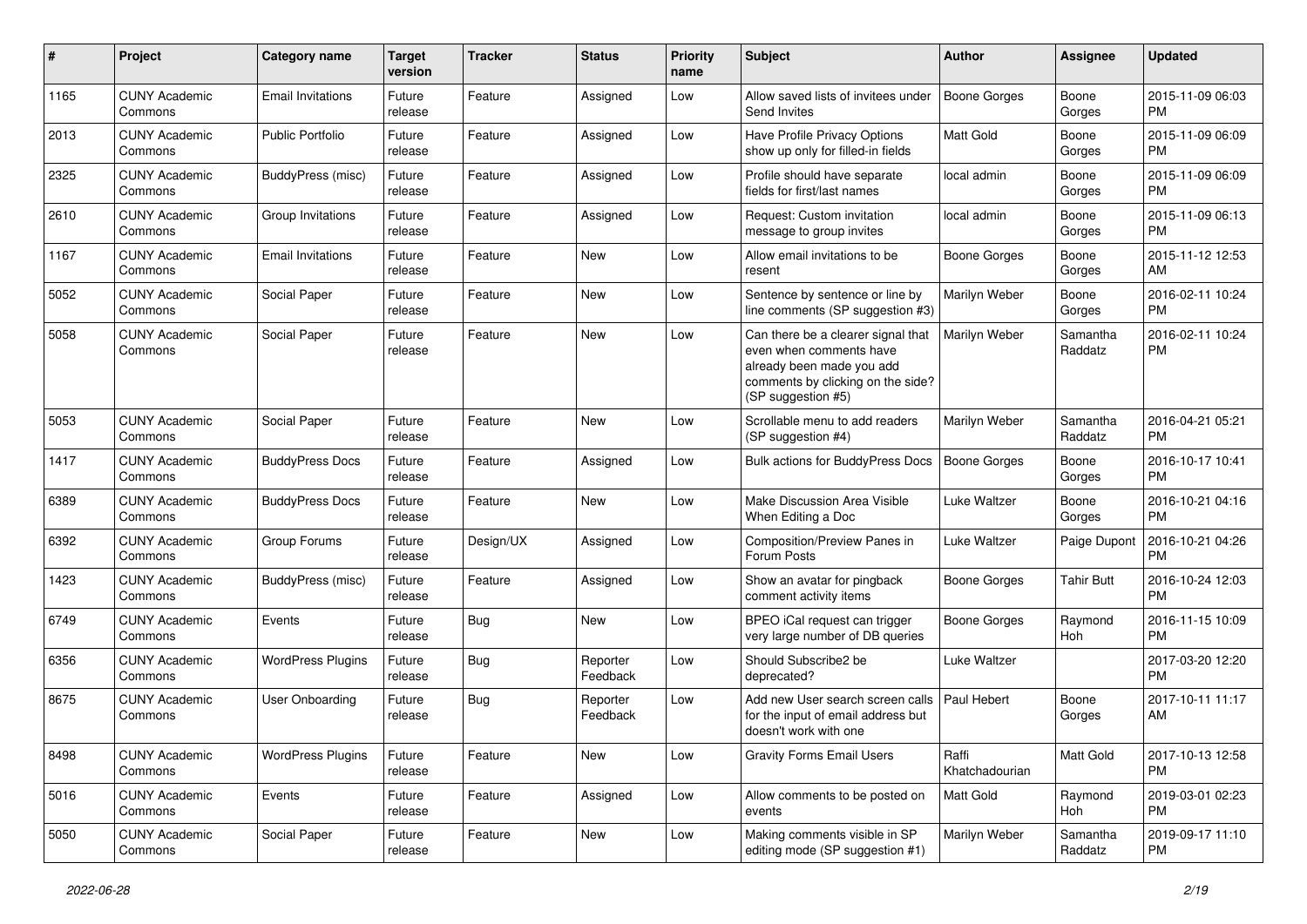| # | Project | Category name | Target version | Tracker | Status | Priority name | Subject | Author | Assignee | Updated |
|---|---|---|---|---|---|---|---|---|---|---|
| 1165 | CUNY Academic Commons | Email Invitations | Future release | Feature | Assigned | Low | Allow saved lists of invitees under Send Invites | Boone Gorges | Boone Gorges | 2015-11-09 06:03 PM |
| 2013 | CUNY Academic Commons | Public Portfolio | Future release | Feature | Assigned | Low | Have Profile Privacy Options show up only for filled-in fields | Matt Gold | Boone Gorges | 2015-11-09 06:09 PM |
| 2325 | CUNY Academic Commons | BuddyPress (misc) | Future release | Feature | Assigned | Low | Profile should have separate fields for first/last names | local admin | Boone Gorges | 2015-11-09 06:09 PM |
| 2610 | CUNY Academic Commons | Group Invitations | Future release | Feature | Assigned | Low | Request: Custom invitation message to group invites | local admin | Boone Gorges | 2015-11-09 06:13 PM |
| 1167 | CUNY Academic Commons | Email Invitations | Future release | Feature | New | Low | Allow email invitations to be resent | Boone Gorges | Boone Gorges | 2015-11-12 12:53 AM |
| 5052 | CUNY Academic Commons | Social Paper | Future release | Feature | New | Low | Sentence by sentence or line by line comments (SP suggestion #3) | Marilyn Weber | Boone Gorges | 2016-02-11 10:24 PM |
| 5058 | CUNY Academic Commons | Social Paper | Future release | Feature | New | Low | Can there be a clearer signal that even when comments have already been made you add comments by clicking on the side? (SP suggestion #5) | Marilyn Weber | Samantha Raddatz | 2016-02-11 10:24 PM |
| 5053 | CUNY Academic Commons | Social Paper | Future release | Feature | New | Low | Scrollable menu to add readers (SP suggestion #4) | Marilyn Weber | Samantha Raddatz | 2016-04-21 05:21 PM |
| 1417 | CUNY Academic Commons | BuddyPress Docs | Future release | Feature | Assigned | Low | Bulk actions for BuddyPress Docs | Boone Gorges | Boone Gorges | 2016-10-17 10:41 PM |
| 6389 | CUNY Academic Commons | BuddyPress Docs | Future release | Feature | New | Low | Make Discussion Area Visible When Editing a Doc | Luke Waltzer | Boone Gorges | 2016-10-21 04:16 PM |
| 6392 | CUNY Academic Commons | Group Forums | Future release | Design/UX | Assigned | Low | Composition/Preview Panes in Forum Posts | Luke Waltzer | Paige Dupont | 2016-10-21 04:26 PM |
| 1423 | CUNY Academic Commons | BuddyPress (misc) | Future release | Feature | Assigned | Low | Show an avatar for pingback comment activity items | Boone Gorges | Tahir Butt | 2016-10-24 12:03 PM |
| 6749 | CUNY Academic Commons | Events | Future release | Bug | New | Low | BPEO iCal request can trigger very large number of DB queries | Boone Gorges | Raymond Hoh | 2016-11-15 10:09 PM |
| 6356 | CUNY Academic Commons | WordPress Plugins | Future release | Bug | Reporter Feedback | Low | Should Subscribe2 be deprecated? | Luke Waltzer | | 2017-03-20 12:20 PM |
| 8675 | CUNY Academic Commons | User Onboarding | Future release | Bug | Reporter Feedback | Low | Add new User search screen calls for the input of email address but doesn't work with one | Paul Hebert | Boone Gorges | 2017-10-11 11:17 AM |
| 8498 | CUNY Academic Commons | WordPress Plugins | Future release | Feature | New | Low | Gravity Forms Email Users | Raffi Khatchadourian | Matt Gold | 2017-10-13 12:58 PM |
| 5016 | CUNY Academic Commons | Events | Future release | Feature | Assigned | Low | Allow comments to be posted on events | Matt Gold | Raymond Hoh | 2019-03-01 02:23 PM |
| 5050 | CUNY Academic Commons | Social Paper | Future release | Feature | New | Low | Making comments visible in SP editing mode (SP suggestion #1) | Marilyn Weber | Samantha Raddatz | 2019-09-17 11:10 PM |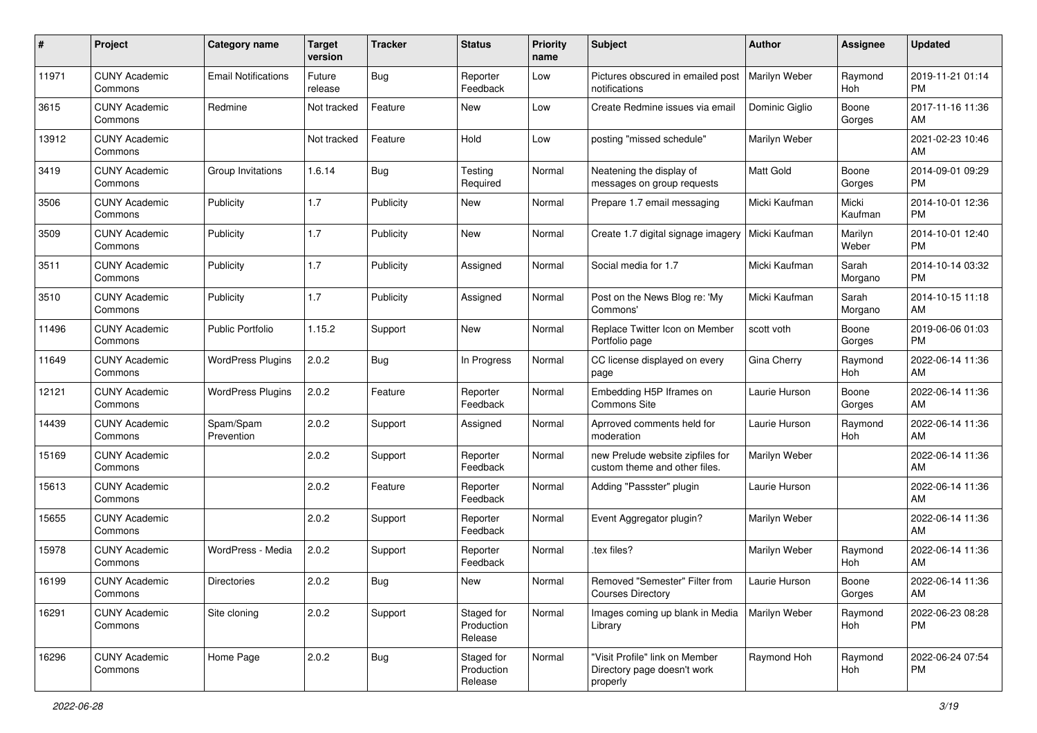| # | Project | Category name | Target version | Tracker | Status | Priority name | Subject | Author | Assignee | Updated |
|---|---|---|---|---|---|---|---|---|---|---|
| 11971 | CUNY Academic Commons | Email Notifications | Future release | Bug | Reporter Feedback | Low | Pictures obscured in emailed post notifications | Marilyn Weber | Raymond Hoh | 2019-11-21 01:14 PM |
| 3615 | CUNY Academic Commons | Redmine | Not tracked | Feature | New | Low | Create Redmine issues via email | Dominic Giglio | Boone Gorges | 2017-11-16 11:36 AM |
| 13912 | CUNY Academic Commons | | Not tracked | Feature | Hold | Low | posting "missed schedule" | Marilyn Weber | | 2021-02-23 10:46 AM |
| 3419 | CUNY Academic Commons | Group Invitations | 1.6.14 | Bug | Testing Required | Normal | Neatening the display of messages on group requests | Matt Gold | Boone Gorges | 2014-09-01 09:29 PM |
| 3506 | CUNY Academic Commons | Publicity | 1.7 | Publicity | New | Normal | Prepare 1.7 email messaging | Micki Kaufman | Micki Kaufman | 2014-10-01 12:36 PM |
| 3509 | CUNY Academic Commons | Publicity | 1.7 | Publicity | New | Normal | Create 1.7 digital signage imagery | Micki Kaufman | Marilyn Weber | 2014-10-01 12:40 PM |
| 3511 | CUNY Academic Commons | Publicity | 1.7 | Publicity | Assigned | Normal | Social media for 1.7 | Micki Kaufman | Sarah Morgano | 2014-10-14 03:32 PM |
| 3510 | CUNY Academic Commons | Publicity | 1.7 | Publicity | Assigned | Normal | Post on the News Blog re: 'My Commons' | Micki Kaufman | Sarah Morgano | 2014-10-15 11:18 AM |
| 11496 | CUNY Academic Commons | Public Portfolio | 1.15.2 | Support | New | Normal | Replace Twitter Icon on Member Portfolio page | scott voth | Boone Gorges | 2019-06-06 01:03 PM |
| 11649 | CUNY Academic Commons | WordPress Plugins | 2.0.2 | Bug | In Progress | Normal | CC license displayed on every page | Gina Cherry | Raymond Hoh | 2022-06-14 11:36 AM |
| 12121 | CUNY Academic Commons | WordPress Plugins | 2.0.2 | Feature | Reporter Feedback | Normal | Embedding H5P Iframes on Commons Site | Laurie Hurson | Boone Gorges | 2022-06-14 11:36 AM |
| 14439 | CUNY Academic Commons | Spam/Spam Prevention | 2.0.2 | Support | Assigned | Normal | Aprroved comments held for moderation | Laurie Hurson | Raymond Hoh | 2022-06-14 11:36 AM |
| 15169 | CUNY Academic Commons | | 2.0.2 | Support | Reporter Feedback | Normal | new Prelude website zipfiles for custom theme and other files. | Marilyn Weber | | 2022-06-14 11:36 AM |
| 15613 | CUNY Academic Commons | | 2.0.2 | Feature | Reporter Feedback | Normal | Adding "Passster" plugin | Laurie Hurson | | 2022-06-14 11:36 AM |
| 15655 | CUNY Academic Commons | | 2.0.2 | Support | Reporter Feedback | Normal | Event Aggregator plugin? | Marilyn Weber | | 2022-06-14 11:36 AM |
| 15978 | CUNY Academic Commons | WordPress - Media | 2.0.2 | Support | Reporter Feedback | Normal | .tex files? | Marilyn Weber | Raymond Hoh | 2022-06-14 11:36 AM |
| 16199 | CUNY Academic Commons | Directories | 2.0.2 | Bug | New | Normal | Removed "Semester" Filter from Courses Directory | Laurie Hurson | Boone Gorges | 2022-06-14 11:36 AM |
| 16291 | CUNY Academic Commons | Site cloning | 2.0.2 | Support | Staged for Production Release | Normal | Images coming up blank in Media Library | Marilyn Weber | Raymond Hoh | 2022-06-23 08:28 PM |
| 16296 | CUNY Academic Commons | Home Page | 2.0.2 | Bug | Staged for Production Release | Normal | "Visit Profile" link on Member Directory page doesn't work properly | Raymond Hoh | Raymond Hoh | 2022-06-24 07:54 PM |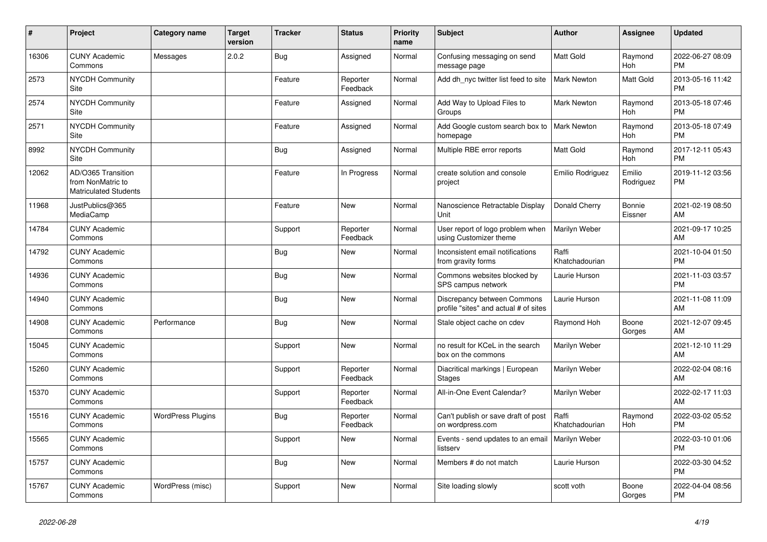| # | Project | Category name | Target version | Tracker | Status | Priority name | Subject | Author | Assignee | Updated |
|---|---|---|---|---|---|---|---|---|---|---|
| 16306 | CUNY Academic Commons | Messages | 2.0.2 | Bug | Assigned | Normal | Confusing messaging on send message page | Matt Gold | Raymond Hoh | 2022-06-27 08:09 PM |
| 2573 | NYCDH Community Site | | | Feature | Reporter Feedback | Normal | Add dh_nyc twitter list feed to site | Mark Newton | Matt Gold | 2013-05-16 11:42 PM |
| 2574 | NYCDH Community Site | | | Feature | Assigned | Normal | Add Way to Upload Files to Groups | Mark Newton | Raymond Hoh | 2013-05-18 07:46 PM |
| 2571 | NYCDH Community Site | | | Feature | Assigned | Normal | Add Google custom search box to homepage | Mark Newton | Raymond Hoh | 2013-05-18 07:49 PM |
| 8992 | NYCDH Community Site | | | Bug | Assigned | Normal | Multiple RBE error reports | Matt Gold | Raymond Hoh | 2017-12-11 05:43 PM |
| 12062 | AD/O365 Transition from NonMatric to Matriculated Students | | | Feature | In Progress | Normal | create solution and console project | Emilio Rodriguez | Emilio Rodriguez | 2019-11-12 03:56 PM |
| 11968 | JustPublics@365 MediaCamp | | | Feature | New | Normal | Nanoscience Retractable Display Unit | Donald Cherry | Bonnie Eissner | 2021-02-19 08:50 AM |
| 14784 | CUNY Academic Commons | | | Support | Reporter Feedback | Normal | User report of logo problem when using Customizer theme | Marilyn Weber | | 2021-09-17 10:25 AM |
| 14792 | CUNY Academic Commons | | | Bug | New | Normal | Inconsistent email notifications from gravity forms | Raffi Khatchadourian | | 2021-10-04 01:50 PM |
| 14936 | CUNY Academic Commons | | | Bug | New | Normal | Commons websites blocked by SPS campus network | Laurie Hurson | | 2021-11-03 03:57 PM |
| 14940 | CUNY Academic Commons | | | Bug | New | Normal | Discrepancy between Commons profile "sites" and actual # of sites | Laurie Hurson | | 2021-11-08 11:09 AM |
| 14908 | CUNY Academic Commons | Performance | | Bug | New | Normal | Stale object cache on cdev | Raymond Hoh | Boone Gorges | 2021-12-07 09:45 AM |
| 15045 | CUNY Academic Commons | | | Support | New | Normal | no result for KCeL in the search box on the commons | Marilyn Weber | | 2021-12-10 11:29 AM |
| 15260 | CUNY Academic Commons | | | Support | Reporter Feedback | Normal | Diacritical markings \| European Stages | Marilyn Weber | | 2022-02-04 08:16 AM |
| 15370 | CUNY Academic Commons | | | Support | Reporter Feedback | Normal | All-in-One Event Calendar? | Marilyn Weber | | 2022-02-17 11:03 AM |
| 15516 | CUNY Academic Commons | WordPress Plugins | | Bug | Reporter Feedback | Normal | Can't publish or save draft of post on wordpress.com | Raffi Khatchadourian | Raymond Hoh | 2022-03-02 05:52 PM |
| 15565 | CUNY Academic Commons | | | Support | New | Normal | Events - send updates to an email listserv | Marilyn Weber | | 2022-03-10 01:06 PM |
| 15757 | CUNY Academic Commons | | | Bug | New | Normal | Members # do not match | Laurie Hurson | | 2022-03-30 04:52 PM |
| 15767 | CUNY Academic Commons | WordPress (misc) | | Support | New | Normal | Site loading slowly | scott voth | Boone Gorges | 2022-04-04 08:56 PM |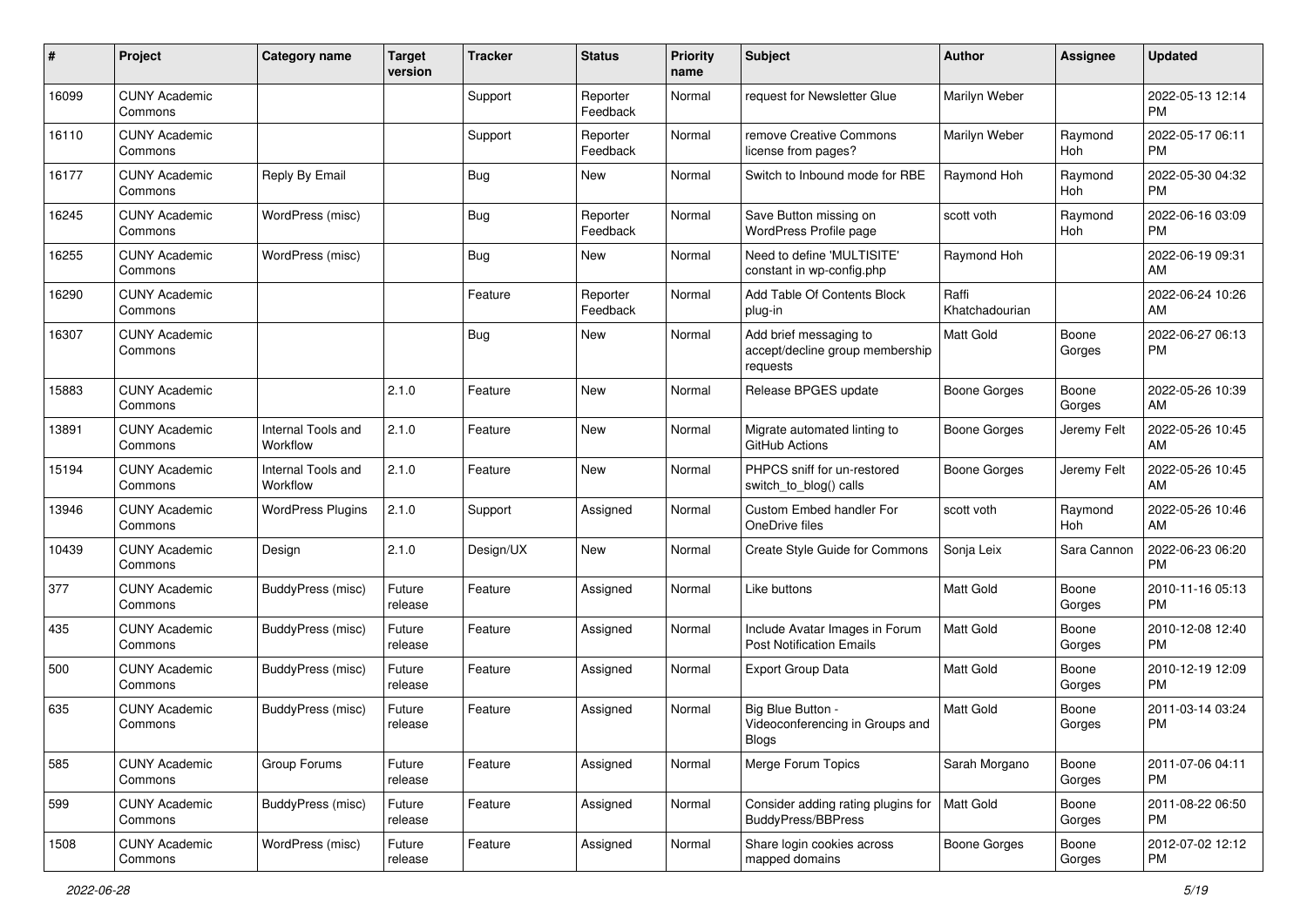| # | Project | Category name | Target version | Tracker | Status | Priority name | Subject | Author | Assignee | Updated |
|---|---|---|---|---|---|---|---|---|---|---|
| 16099 | CUNY Academic Commons | | | Support | Reporter Feedback | Normal | request for Newsletter Glue | Marilyn Weber | | 2022-05-13 12:14 PM |
| 16110 | CUNY Academic Commons | | | Support | Reporter Feedback | Normal | remove Creative Commons license from pages? | Marilyn Weber | Raymond Hoh | 2022-05-17 06:11 PM |
| 16177 | CUNY Academic Commons | Reply By Email | | Bug | New | Normal | Switch to Inbound mode for RBE | Raymond Hoh | Raymond Hoh | 2022-05-30 04:32 PM |
| 16245 | CUNY Academic Commons | WordPress (misc) | | Bug | Reporter Feedback | Normal | Save Button missing on WordPress Profile page | scott voth | Raymond Hoh | 2022-06-16 03:09 PM |
| 16255 | CUNY Academic Commons | WordPress (misc) | | Bug | New | Normal | Need to define 'MULTISITE' constant in wp-config.php | Raymond Hoh | | 2022-06-19 09:31 AM |
| 16290 | CUNY Academic Commons | | | Feature | Reporter Feedback | Normal | Add Table Of Contents Block plug-in | Raffi Khatchadourian | | 2022-06-24 10:26 AM |
| 16307 | CUNY Academic Commons | | | Bug | New | Normal | Add brief messaging to accept/decline group membership requests | Matt Gold | Boone Gorges | 2022-06-27 06:13 PM |
| 15883 | CUNY Academic Commons | | 2.1.0 | Feature | New | Normal | Release BPGES update | Boone Gorges | Boone Gorges | 2022-05-26 10:39 AM |
| 13891 | CUNY Academic Commons | Internal Tools and Workflow | 2.1.0 | Feature | New | Normal | Migrate automated linting to GitHub Actions | Boone Gorges | Jeremy Felt | 2022-05-26 10:45 AM |
| 15194 | CUNY Academic Commons | Internal Tools and Workflow | 2.1.0 | Feature | New | Normal | PHPCS sniff for un-restored switch_to_blog() calls | Boone Gorges | Jeremy Felt | 2022-05-26 10:45 AM |
| 13946 | CUNY Academic Commons | WordPress Plugins | 2.1.0 | Support | Assigned | Normal | Custom Embed handler For OneDrive files | scott voth | Raymond Hoh | 2022-05-26 10:46 AM |
| 10439 | CUNY Academic Commons | Design | 2.1.0 | Design/UX | New | Normal | Create Style Guide for Commons | Sonja Leix | Sara Cannon | 2022-06-23 06:20 PM |
| 377 | CUNY Academic Commons | BuddyPress (misc) | Future release | Feature | Assigned | Normal | Like buttons | Matt Gold | Boone Gorges | 2010-11-16 05:13 PM |
| 435 | CUNY Academic Commons | BuddyPress (misc) | Future release | Feature | Assigned | Normal | Include Avatar Images in Forum Post Notification Emails | Matt Gold | Boone Gorges | 2010-12-08 12:40 PM |
| 500 | CUNY Academic Commons | BuddyPress (misc) | Future release | Feature | Assigned | Normal | Export Group Data | Matt Gold | Boone Gorges | 2010-12-19 12:09 PM |
| 635 | CUNY Academic Commons | BuddyPress (misc) | Future release | Feature | Assigned | Normal | Big Blue Button - Videoconferencing in Groups and Blogs | Matt Gold | Boone Gorges | 2011-03-14 03:24 PM |
| 585 | CUNY Academic Commons | Group Forums | Future release | Feature | Assigned | Normal | Merge Forum Topics | Sarah Morgano | Boone Gorges | 2011-07-06 04:11 PM |
| 599 | CUNY Academic Commons | BuddyPress (misc) | Future release | Feature | Assigned | Normal | Consider adding rating plugins for BuddyPress/BBPress | Matt Gold | Boone Gorges | 2011-08-22 06:50 PM |
| 1508 | CUNY Academic Commons | WordPress (misc) | Future release | Feature | Assigned | Normal | Share login cookies across mapped domains | Boone Gorges | Boone Gorges | 2012-07-02 12:12 PM |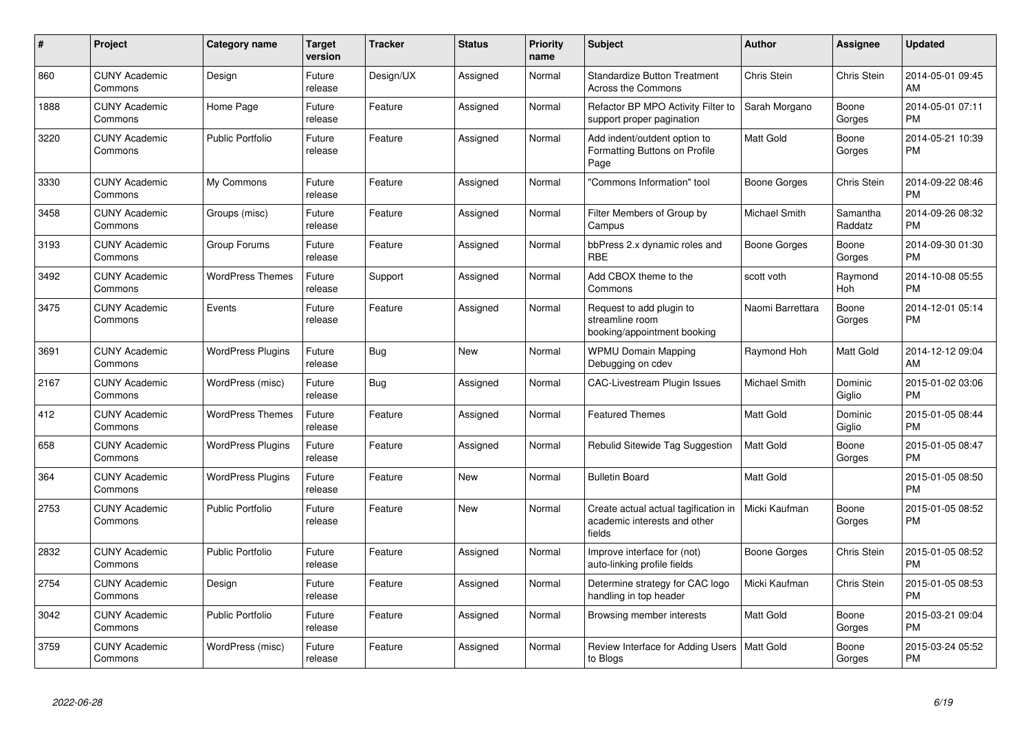| # | Project | Category name | Target version | Tracker | Status | Priority name | Subject | Author | Assignee | Updated |
|---|---|---|---|---|---|---|---|---|---|---|
| 860 | CUNY Academic Commons | Design | Future release | Design/UX | Assigned | Normal | Standardize Button Treatment Across the Commons | Chris Stein | Chris Stein | 2014-05-01 09:45 AM |
| 1888 | CUNY Academic Commons | Home Page | Future release | Feature | Assigned | Normal | Refactor BP MPO Activity Filter to support proper pagination | Sarah Morgano | Boone Gorges | 2014-05-01 07:11 PM |
| 3220 | CUNY Academic Commons | Public Portfolio | Future release | Feature | Assigned | Normal | Add indent/outdent option to Formatting Buttons on Profile Page | Matt Gold | Boone Gorges | 2014-05-21 10:39 PM |
| 3330 | CUNY Academic Commons | My Commons | Future release | Feature | Assigned | Normal | "Commons Information" tool | Boone Gorges | Chris Stein | 2014-09-22 08:46 PM |
| 3458 | CUNY Academic Commons | Groups (misc) | Future release | Feature | Assigned | Normal | Filter Members of Group by Campus | Michael Smith | Samantha Raddatz | 2014-09-26 08:32 PM |
| 3193 | CUNY Academic Commons | Group Forums | Future release | Feature | Assigned | Normal | bbPress 2.x dynamic roles and RBE | Boone Gorges | Boone Gorges | 2014-09-30 01:30 PM |
| 3492 | CUNY Academic Commons | WordPress Themes | Future release | Support | Assigned | Normal | Add CBOX theme to the Commons | scott voth | Raymond Hoh | 2014-10-08 05:55 PM |
| 3475 | CUNY Academic Commons | Events | Future release | Feature | Assigned | Normal | Request to add plugin to streamline room booking/appointment booking | Naomi Barrettara | Boone Gorges | 2014-12-01 05:14 PM |
| 3691 | CUNY Academic Commons | WordPress Plugins | Future release | Bug | New | Normal | WPMU Domain Mapping Debugging on cdev | Raymond Hoh | Matt Gold | 2014-12-12 09:04 AM |
| 2167 | CUNY Academic Commons | WordPress (misc) | Future release | Bug | Assigned | Normal | CAC-Livestream Plugin Issues | Michael Smith | Dominic Giglio | 2015-01-02 03:06 PM |
| 412 | CUNY Academic Commons | WordPress Themes | Future release | Feature | Assigned | Normal | Featured Themes | Matt Gold | Dominic Giglio | 2015-01-05 08:44 PM |
| 658 | CUNY Academic Commons | WordPress Plugins | Future release | Feature | Assigned | Normal | Rebulid Sitewide Tag Suggestion | Matt Gold | Boone Gorges | 2015-01-05 08:47 PM |
| 364 | CUNY Academic Commons | WordPress Plugins | Future release | Feature | New | Normal | Bulletin Board | Matt Gold | | 2015-01-05 08:50 PM |
| 2753 | CUNY Academic Commons | Public Portfolio | Future release | Feature | New | Normal | Create actual actual tagification in academic interests and other fields | Micki Kaufman | Boone Gorges | 2015-01-05 08:52 PM |
| 2832 | CUNY Academic Commons | Public Portfolio | Future release | Feature | Assigned | Normal | Improve interface for (not) auto-linking profile fields | Boone Gorges | Chris Stein | 2015-01-05 08:52 PM |
| 2754 | CUNY Academic Commons | Design | Future release | Feature | Assigned | Normal | Determine strategy for CAC logo handling in top header | Micki Kaufman | Chris Stein | 2015-01-05 08:53 PM |
| 3042 | CUNY Academic Commons | Public Portfolio | Future release | Feature | Assigned | Normal | Browsing member interests | Matt Gold | Boone Gorges | 2015-03-21 09:04 PM |
| 3759 | CUNY Academic Commons | WordPress (misc) | Future release | Feature | Assigned | Normal | Review Interface for Adding Users to Blogs | Matt Gold | Boone Gorges | 2015-03-24 05:52 PM |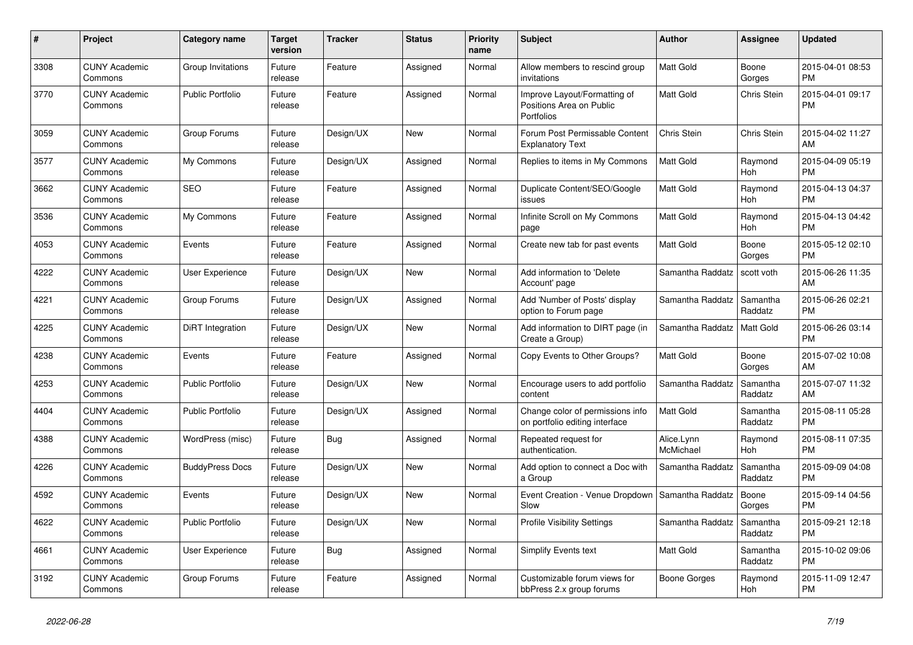| # | Project | Category name | Target version | Tracker | Status | Priority name | Subject | Author | Assignee | Updated |
|---|---|---|---|---|---|---|---|---|---|---|
| 3308 | CUNY Academic Commons | Group Invitations | Future release | Feature | Assigned | Normal | Allow members to rescind group invitations | Matt Gold | Boone Gorges | 2015-04-01 08:53 PM |
| 3770 | CUNY Academic Commons | Public Portfolio | Future release | Feature | Assigned | Normal | Improve Layout/Formatting of Positions Area on Public Portfolios | Matt Gold | Chris Stein | 2015-04-01 09:17 PM |
| 3059 | CUNY Academic Commons | Group Forums | Future release | Design/UX | New | Normal | Forum Post Permissable Content Explanatory Text | Chris Stein | Chris Stein | 2015-04-02 11:27 AM |
| 3577 | CUNY Academic Commons | My Commons | Future release | Design/UX | Assigned | Normal | Replies to items in My Commons | Matt Gold | Raymond Hoh | 2015-04-09 05:19 PM |
| 3662 | CUNY Academic Commons | SEO | Future release | Feature | Assigned | Normal | Duplicate Content/SEO/Google issues | Matt Gold | Raymond Hoh | 2015-04-13 04:37 PM |
| 3536 | CUNY Academic Commons | My Commons | Future release | Feature | Assigned | Normal | Infinite Scroll on My Commons page | Matt Gold | Raymond Hoh | 2015-04-13 04:42 PM |
| 4053 | CUNY Academic Commons | Events | Future release | Feature | Assigned | Normal | Create new tab for past events | Matt Gold | Boone Gorges | 2015-05-12 02:10 PM |
| 4222 | CUNY Academic Commons | User Experience | Future release | Design/UX | New | Normal | Add information to 'Delete Account' page | Samantha Raddatz | scott voth | 2015-06-26 11:35 AM |
| 4221 | CUNY Academic Commons | Group Forums | Future release | Design/UX | Assigned | Normal | Add 'Number of Posts' display option to Forum page | Samantha Raddatz | Samantha Raddatz | 2015-06-26 02:21 PM |
| 4225 | CUNY Academic Commons | DiRT Integration | Future release | Design/UX | New | Normal | Add information to DIRT page (in Create a Group) | Samantha Raddatz | Matt Gold | 2015-06-26 03:14 PM |
| 4238 | CUNY Academic Commons | Events | Future release | Feature | Assigned | Normal | Copy Events to Other Groups? | Matt Gold | Boone Gorges | 2015-07-02 10:08 AM |
| 4253 | CUNY Academic Commons | Public Portfolio | Future release | Design/UX | New | Normal | Encourage users to add portfolio content | Samantha Raddatz | Samantha Raddatz | 2015-07-07 11:32 AM |
| 4404 | CUNY Academic Commons | Public Portfolio | Future release | Design/UX | Assigned | Normal | Change color of permissions info on portfolio editing interface | Matt Gold | Samantha Raddatz | 2015-08-11 05:28 PM |
| 4388 | CUNY Academic Commons | WordPress (misc) | Future release | Bug | Assigned | Normal | Repeated request for authentication. | Alice.Lynn McMichael | Raymond Hoh | 2015-08-11 07:35 PM |
| 4226 | CUNY Academic Commons | BuddyPress Docs | Future release | Design/UX | New | Normal | Add option to connect a Doc with a Group | Samantha Raddatz | Samantha Raddatz | 2015-09-09 04:08 PM |
| 4592 | CUNY Academic Commons | Events | Future release | Design/UX | New | Normal | Event Creation - Venue Dropdown Slow | Samantha Raddatz | Boone Gorges | 2015-09-14 04:56 PM |
| 4622 | CUNY Academic Commons | Public Portfolio | Future release | Design/UX | New | Normal | Profile Visibility Settings | Samantha Raddatz | Samantha Raddatz | 2015-09-21 12:18 PM |
| 4661 | CUNY Academic Commons | User Experience | Future release | Bug | Assigned | Normal | Simplify Events text | Matt Gold | Samantha Raddatz | 2015-10-02 09:06 PM |
| 3192 | CUNY Academic Commons | Group Forums | Future release | Feature | Assigned | Normal | Customizable forum views for bbPress 2.x group forums | Boone Gorges | Raymond Hoh | 2015-11-09 12:47 PM |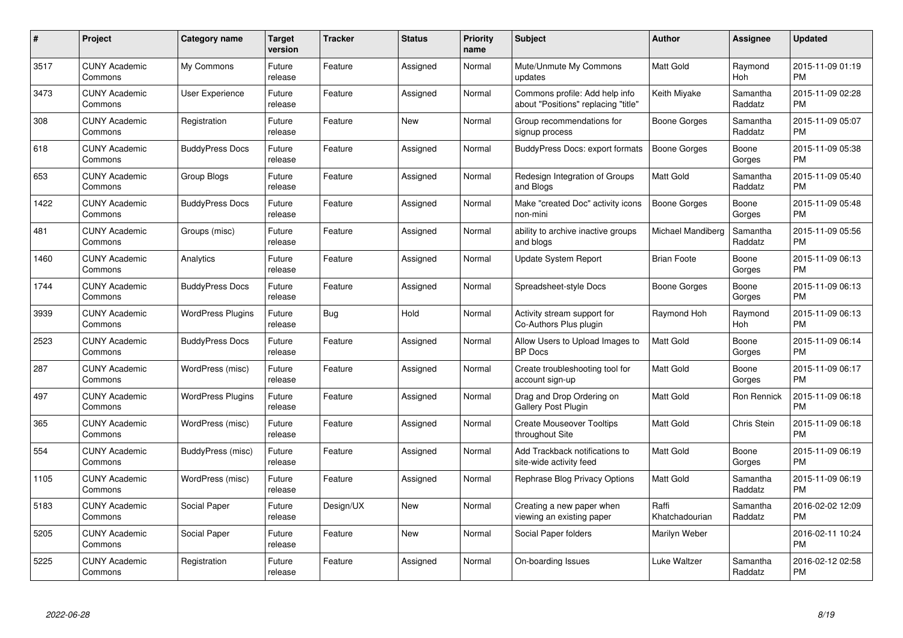| # | Project | Category name | Target version | Tracker | Status | Priority name | Subject | Author | Assignee | Updated |
|---|---|---|---|---|---|---|---|---|---|---|
| 3517 | CUNY Academic Commons | My Commons | Future release | Feature | Assigned | Normal | Mute/Unmute My Commons updates | Matt Gold | Raymond Hoh | 2015-11-09 01:19 PM |
| 3473 | CUNY Academic Commons | User Experience | Future release | Feature | Assigned | Normal | Commons profile: Add help info about "Positions" replacing "title" | Keith Miyake | Samantha Raddatz | 2015-11-09 02:28 PM |
| 308 | CUNY Academic Commons | Registration | Future release | Feature | New | Normal | Group recommendations for signup process | Boone Gorges | Samantha Raddatz | 2015-11-09 05:07 PM |
| 618 | CUNY Academic Commons | BuddyPress Docs | Future release | Feature | Assigned | Normal | BuddyPress Docs: export formats | Boone Gorges | Boone Gorges | 2015-11-09 05:38 PM |
| 653 | CUNY Academic Commons | Group Blogs | Future release | Feature | Assigned | Normal | Redesign Integration of Groups and Blogs | Matt Gold | Samantha Raddatz | 2015-11-09 05:40 PM |
| 1422 | CUNY Academic Commons | BuddyPress Docs | Future release | Feature | Assigned | Normal | Make "created Doc" activity icons non-mini | Boone Gorges | Boone Gorges | 2015-11-09 05:48 PM |
| 481 | CUNY Academic Commons | Groups (misc) | Future release | Feature | Assigned | Normal | ability to archive inactive groups and blogs | Michael Mandiberg | Samantha Raddatz | 2015-11-09 05:56 PM |
| 1460 | CUNY Academic Commons | Analytics | Future release | Feature | Assigned | Normal | Update System Report | Brian Foote | Boone Gorges | 2015-11-09 06:13 PM |
| 1744 | CUNY Academic Commons | BuddyPress Docs | Future release | Feature | Assigned | Normal | Spreadsheet-style Docs | Boone Gorges | Boone Gorges | 2015-11-09 06:13 PM |
| 3939 | CUNY Academic Commons | WordPress Plugins | Future release | Bug | Hold | Normal | Activity stream support for Co-Authors Plus plugin | Raymond Hoh | Raymond Hoh | 2015-11-09 06:13 PM |
| 2523 | CUNY Academic Commons | BuddyPress Docs | Future release | Feature | Assigned | Normal | Allow Users to Upload Images to BP Docs | Matt Gold | Boone Gorges | 2015-11-09 06:14 PM |
| 287 | CUNY Academic Commons | WordPress (misc) | Future release | Feature | Assigned | Normal | Create troubleshooting tool for account sign-up | Matt Gold | Boone Gorges | 2015-11-09 06:17 PM |
| 497 | CUNY Academic Commons | WordPress Plugins | Future release | Feature | Assigned | Normal | Drag and Drop Ordering on Gallery Post Plugin | Matt Gold | Ron Rennick | 2015-11-09 06:18 PM |
| 365 | CUNY Academic Commons | WordPress (misc) | Future release | Feature | Assigned | Normal | Create Mouseover Tooltips throughout Site | Matt Gold | Chris Stein | 2015-11-09 06:18 PM |
| 554 | CUNY Academic Commons | BuddyPress (misc) | Future release | Feature | Assigned | Normal | Add Trackback notifications to site-wide activity feed | Matt Gold | Boone Gorges | 2015-11-09 06:19 PM |
| 1105 | CUNY Academic Commons | WordPress (misc) | Future release | Feature | Assigned | Normal | Rephrase Blog Privacy Options | Matt Gold | Samantha Raddatz | 2015-11-09 06:19 PM |
| 5183 | CUNY Academic Commons | Social Paper | Future release | Design/UX | New | Normal | Creating a new paper when viewing an existing paper | Raffi Khatchadourian | Samantha Raddatz | 2016-02-02 12:09 PM |
| 5205 | CUNY Academic Commons | Social Paper | Future release | Feature | New | Normal | Social Paper folders | Marilyn Weber | | 2016-02-11 10:24 PM |
| 5225 | CUNY Academic Commons | Registration | Future release | Feature | Assigned | Normal | On-boarding Issues | Luke Waltzer | Samantha Raddatz | 2016-02-12 02:58 PM |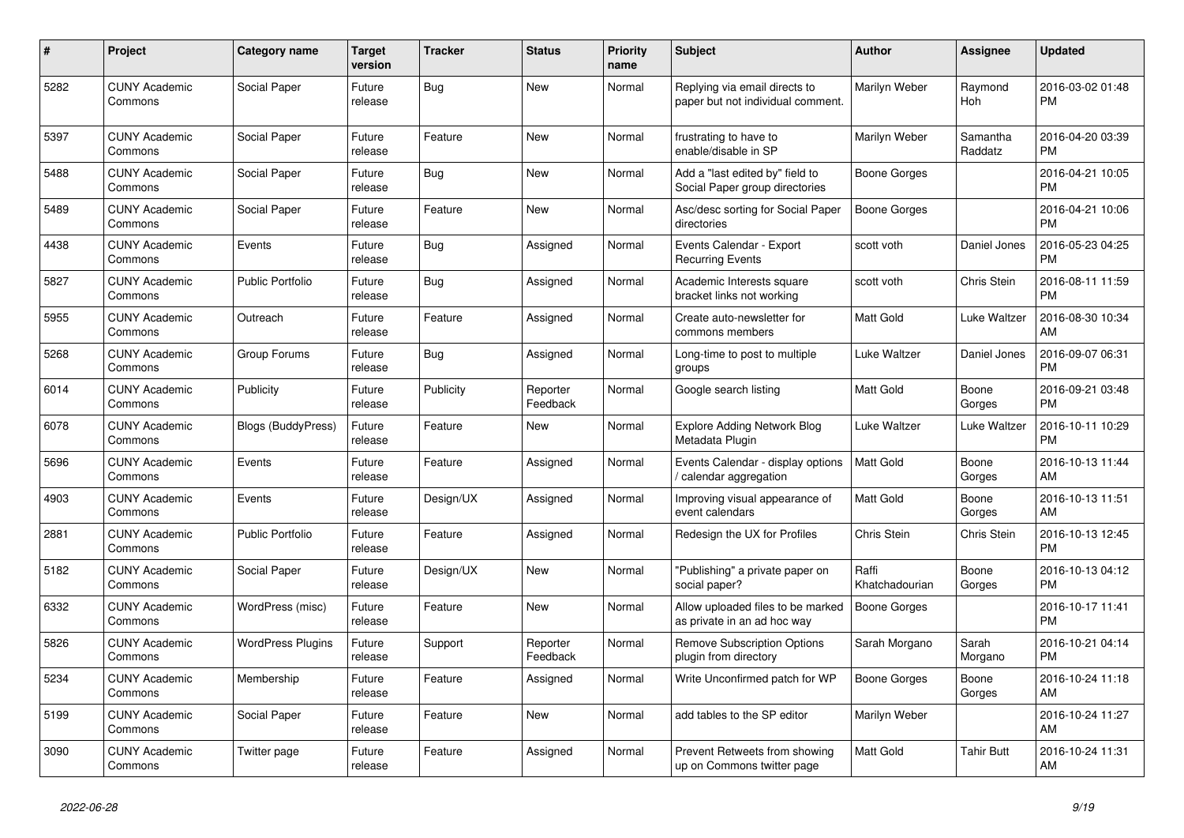| # | Project | Category name | Target version | Tracker | Status | Priority name | Subject | Author | Assignee | Updated |
|---|---|---|---|---|---|---|---|---|---|---|
| 5282 | CUNY Academic Commons | Social Paper | Future release | Bug | New | Normal | Replying via email directs to paper but not individual comment. | Marilyn Weber | Raymond Hoh | 2016-03-02 01:48 PM |
| 5397 | CUNY Academic Commons | Social Paper | Future release | Feature | New | Normal | frustrating to have to enable/disable in SP | Marilyn Weber | Samantha Raddatz | 2016-04-20 03:39 PM |
| 5488 | CUNY Academic Commons | Social Paper | Future release | Bug | New | Normal | Add a "last edited by" field to Social Paper group directories | Boone Gorges | | 2016-04-21 10:05 PM |
| 5489 | CUNY Academic Commons | Social Paper | Future release | Feature | New | Normal | Asc/desc sorting for Social Paper directories | Boone Gorges | | 2016-04-21 10:06 PM |
| 4438 | CUNY Academic Commons | Events | Future release | Bug | Assigned | Normal | Events Calendar - Export Recurring Events | scott voth | Daniel Jones | 2016-05-23 04:25 PM |
| 5827 | CUNY Academic Commons | Public Portfolio | Future release | Bug | Assigned | Normal | Academic Interests square bracket links not working | scott voth | Chris Stein | 2016-08-11 11:59 PM |
| 5955 | CUNY Academic Commons | Outreach | Future release | Feature | Assigned | Normal | Create auto-newsletter for commons members | Matt Gold | Luke Waltzer | 2016-08-30 10:34 AM |
| 5268 | CUNY Academic Commons | Group Forums | Future release | Bug | Assigned | Normal | Long-time to post to multiple groups | Luke Waltzer | Daniel Jones | 2016-09-07 06:31 PM |
| 6014 | CUNY Academic Commons | Publicity | Future release | Publicity | Reporter Feedback | Normal | Google search listing | Matt Gold | Boone Gorges | 2016-09-21 03:48 PM |
| 6078 | CUNY Academic Commons | Blogs (BuddyPress) | Future release | Feature | New | Normal | Explore Adding Network Blog Metadata Plugin | Luke Waltzer | Luke Waltzer | 2016-10-11 10:29 PM |
| 5696 | CUNY Academic Commons | Events | Future release | Feature | Assigned | Normal | Events Calendar - display options / calendar aggregation | Matt Gold | Boone Gorges | 2016-10-13 11:44 AM |
| 4903 | CUNY Academic Commons | Events | Future release | Design/UX | Assigned | Normal | Improving visual appearance of event calendars | Matt Gold | Boone Gorges | 2016-10-13 11:51 AM |
| 2881 | CUNY Academic Commons | Public Portfolio | Future release | Feature | Assigned | Normal | Redesign the UX for Profiles | Chris Stein | Chris Stein | 2016-10-13 12:45 PM |
| 5182 | CUNY Academic Commons | Social Paper | Future release | Design/UX | New | Normal | "Publishing" a private paper on social paper? | Raffi Khatchadourian | Boone Gorges | 2016-10-13 04:12 PM |
| 6332 | CUNY Academic Commons | WordPress (misc) | Future release | Feature | New | Normal | Allow uploaded files to be marked as private in an ad hoc way | Boone Gorges | | 2016-10-17 11:41 PM |
| 5826 | CUNY Academic Commons | WordPress Plugins | Future release | Support | Reporter Feedback | Normal | Remove Subscription Options plugin from directory | Sarah Morgano | Sarah Morgano | 2016-10-21 04:14 PM |
| 5234 | CUNY Academic Commons | Membership | Future release | Feature | Assigned | Normal | Write Unconfirmed patch for WP | Boone Gorges | Boone Gorges | 2016-10-24 11:18 AM |
| 5199 | CUNY Academic Commons | Social Paper | Future release | Feature | New | Normal | add tables to the SP editor | Marilyn Weber | | 2016-10-24 11:27 AM |
| 3090 | CUNY Academic Commons | Twitter page | Future release | Feature | Assigned | Normal | Prevent Retweets from showing up on Commons twitter page | Matt Gold | Tahir Butt | 2016-10-24 11:31 AM |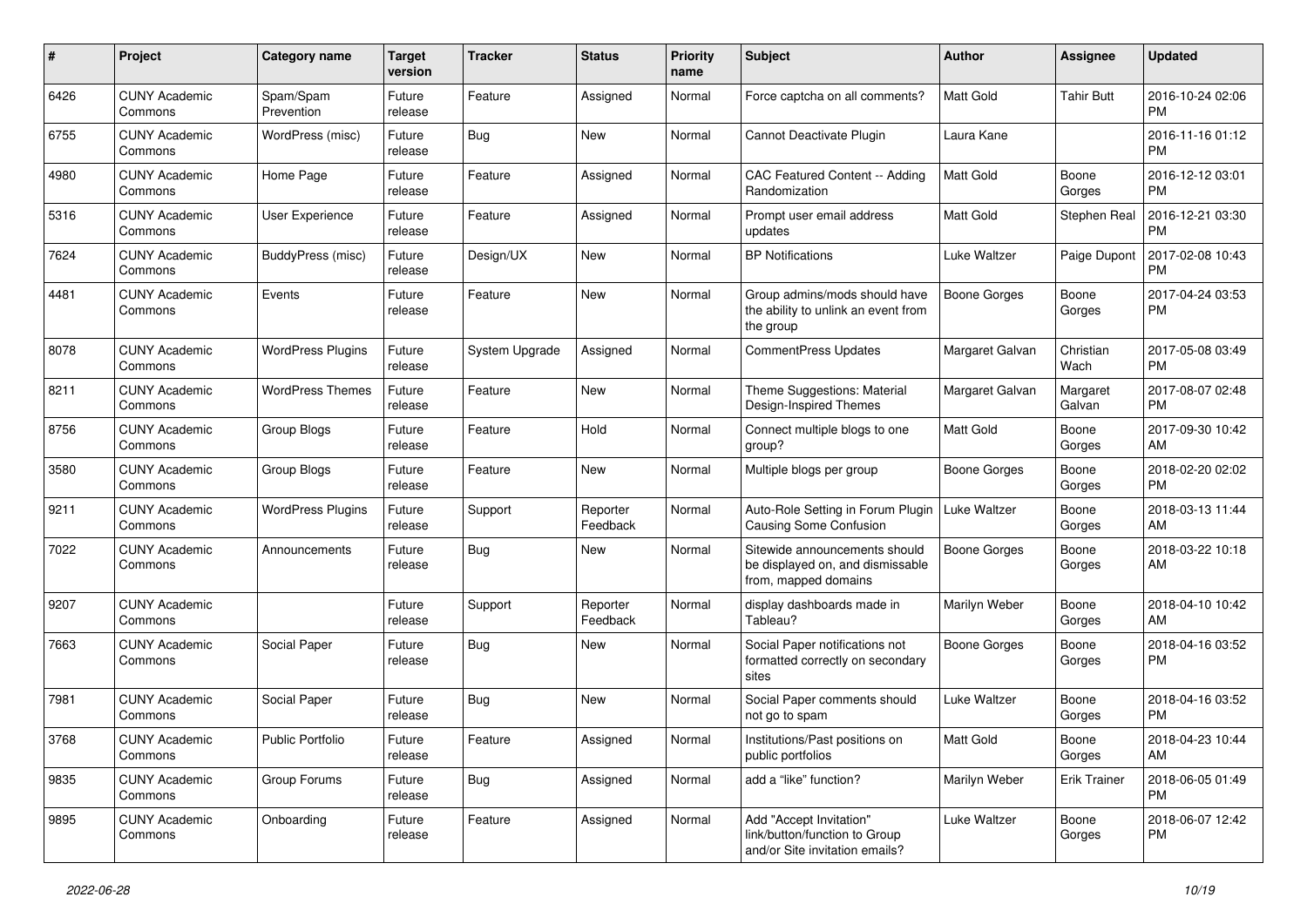| # | Project | Category name | Target version | Tracker | Status | Priority name | Subject | Author | Assignee | Updated |
|---|---|---|---|---|---|---|---|---|---|---|
| 6426 | CUNY Academic Commons | Spam/Spam Prevention | Future release | Feature | Assigned | Normal | Force captcha on all comments? | Matt Gold | Tahir Butt | 2016-10-24 02:06 PM |
| 6755 | CUNY Academic Commons | WordPress (misc) | Future release | Bug | New | Normal | Cannot Deactivate Plugin | Laura Kane | | 2016-11-16 01:12 PM |
| 4980 | CUNY Academic Commons | Home Page | Future release | Feature | Assigned | Normal | CAC Featured Content -- Adding Randomization | Matt Gold | Boone Gorges | 2016-12-12 03:01 PM |
| 5316 | CUNY Academic Commons | User Experience | Future release | Feature | Assigned | Normal | Prompt user email address updates | Matt Gold | Stephen Real | 2016-12-21 03:30 PM |
| 7624 | CUNY Academic Commons | BuddyPress (misc) | Future release | Design/UX | New | Normal | BP Notifications | Luke Waltzer | Paige Dupont | 2017-02-08 10:43 PM |
| 4481 | CUNY Academic Commons | Events | Future release | Feature | New | Normal | Group admins/mods should have the ability to unlink an event from the group | Boone Gorges | Boone Gorges | 2017-04-24 03:53 PM |
| 8078 | CUNY Academic Commons | WordPress Plugins | Future release | System Upgrade | Assigned | Normal | CommentPress Updates | Margaret Galvan | Christian Wach | 2017-05-08 03:49 PM |
| 8211 | CUNY Academic Commons | WordPress Themes | Future release | Feature | New | Normal | Theme Suggestions: Material Design-Inspired Themes | Margaret Galvan | Margaret Galvan | 2017-08-07 02:48 PM |
| 8756 | CUNY Academic Commons | Group Blogs | Future release | Feature | Hold | Normal | Connect multiple blogs to one group? | Matt Gold | Boone Gorges | 2017-09-30 10:42 AM |
| 3580 | CUNY Academic Commons | Group Blogs | Future release | Feature | New | Normal | Multiple blogs per group | Boone Gorges | Boone Gorges | 2018-02-20 02:02 PM |
| 9211 | CUNY Academic Commons | WordPress Plugins | Future release | Support | Reporter Feedback | Normal | Auto-Role Setting in Forum Plugin Causing Some Confusion | Luke Waltzer | Boone Gorges | 2018-03-13 11:44 AM |
| 7022 | CUNY Academic Commons | Announcements | Future release | Bug | New | Normal | Sitewide announcements should be displayed on, and dismissable from, mapped domains | Boone Gorges | Boone Gorges | 2018-03-22 10:18 AM |
| 9207 | CUNY Academic Commons | | Future release | Support | Reporter Feedback | Normal | display dashboards made in Tableau? | Marilyn Weber | Boone Gorges | 2018-04-10 10:42 AM |
| 7663 | CUNY Academic Commons | Social Paper | Future release | Bug | New | Normal | Social Paper notifications not formatted correctly on secondary sites | Boone Gorges | Boone Gorges | 2018-04-16 03:52 PM |
| 7981 | CUNY Academic Commons | Social Paper | Future release | Bug | New | Normal | Social Paper comments should not go to spam | Luke Waltzer | Boone Gorges | 2018-04-16 03:52 PM |
| 3768 | CUNY Academic Commons | Public Portfolio | Future release | Feature | Assigned | Normal | Institutions/Past positions on public portfolios | Matt Gold | Boone Gorges | 2018-04-23 10:44 AM |
| 9835 | CUNY Academic Commons | Group Forums | Future release | Bug | Assigned | Normal | add a “like” function? | Marilyn Weber | Erik Trainer | 2018-06-05 01:49 PM |
| 9895 | CUNY Academic Commons | Onboarding | Future release | Feature | Assigned | Normal | Add "Accept Invitation" link/button/function to Group and/or Site invitation emails? | Luke Waltzer | Boone Gorges | 2018-06-07 12:42 PM |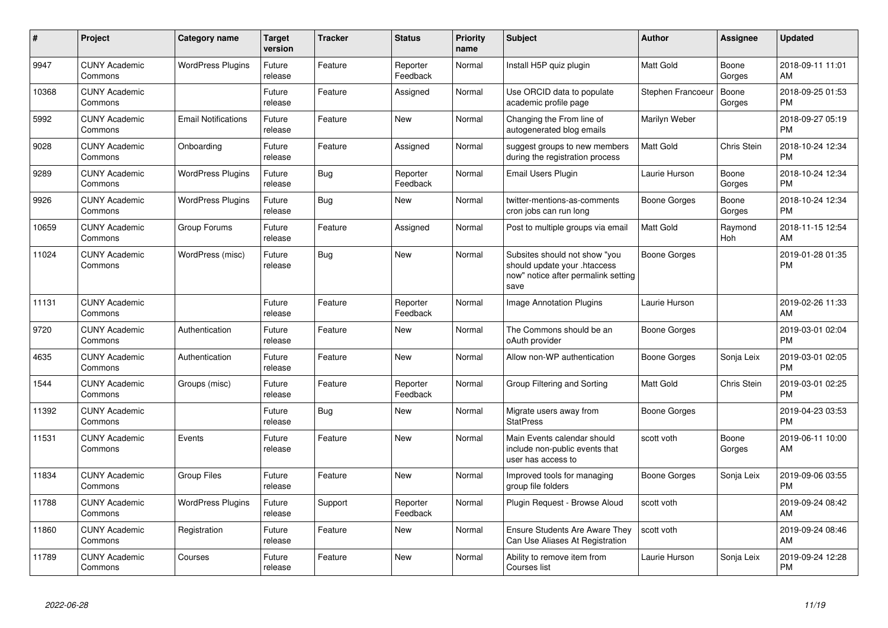| # | Project | Category name | Target version | Tracker | Status | Priority name | Subject | Author | Assignee | Updated |
|---|---|---|---|---|---|---|---|---|---|---|
| 9947 | CUNY Academic Commons | WordPress Plugins | Future release | Feature | Reporter Feedback | Normal | Install H5P quiz plugin | Matt Gold | Boone Gorges | 2018-09-11 11:01 AM |
| 10368 | CUNY Academic Commons | | Future release | Feature | Assigned | Normal | Use ORCID data to populate academic profile page | Stephen Francoeur | Boone Gorges | 2018-09-25 01:53 PM |
| 5992 | CUNY Academic Commons | Email Notifications | Future release | Feature | New | Normal | Changing the From line of autogenerated blog emails | Marilyn Weber | | 2018-09-27 05:19 PM |
| 9028 | CUNY Academic Commons | Onboarding | Future release | Feature | Assigned | Normal | suggest groups to new members during the registration process | Matt Gold | Chris Stein | 2018-10-24 12:34 PM |
| 9289 | CUNY Academic Commons | WordPress Plugins | Future release | Bug | Reporter Feedback | Normal | Email Users Plugin | Laurie Hurson | Boone Gorges | 2018-10-24 12:34 PM |
| 9926 | CUNY Academic Commons | WordPress Plugins | Future release | Bug | New | Normal | twitter-mentions-as-comments cron jobs can run long | Boone Gorges | Boone Gorges | 2018-10-24 12:34 PM |
| 10659 | CUNY Academic Commons | Group Forums | Future release | Feature | Assigned | Normal | Post to multiple groups via email | Matt Gold | Raymond Hoh | 2018-11-15 12:54 AM |
| 11024 | CUNY Academic Commons | WordPress (misc) | Future release | Bug | New | Normal | Subsites should not show "you should update your .htaccess now" notice after permalink setting save | Boone Gorges | | 2019-01-28 01:35 PM |
| 11131 | CUNY Academic Commons | | Future release | Feature | Reporter Feedback | Normal | Image Annotation Plugins | Laurie Hurson | | 2019-02-26 11:33 AM |
| 9720 | CUNY Academic Commons | Authentication | Future release | Feature | New | Normal | The Commons should be an oAuth provider | Boone Gorges | | 2019-03-01 02:04 PM |
| 4635 | CUNY Academic Commons | Authentication | Future release | Feature | New | Normal | Allow non-WP authentication | Boone Gorges | Sonja Leix | 2019-03-01 02:05 PM |
| 1544 | CUNY Academic Commons | Groups (misc) | Future release | Feature | Reporter Feedback | Normal | Group Filtering and Sorting | Matt Gold | Chris Stein | 2019-03-01 02:25 PM |
| 11392 | CUNY Academic Commons | | Future release | Bug | New | Normal | Migrate users away from StatPress | Boone Gorges | | 2019-04-23 03:53 PM |
| 11531 | CUNY Academic Commons | Events | Future release | Feature | New | Normal | Main Events calendar should include non-public events that user has access to | scott voth | Boone Gorges | 2019-06-11 10:00 AM |
| 11834 | CUNY Academic Commons | Group Files | Future release | Feature | New | Normal | Improved tools for managing group file folders | Boone Gorges | Sonja Leix | 2019-09-06 03:55 PM |
| 11788 | CUNY Academic Commons | WordPress Plugins | Future release | Support | Reporter Feedback | Normal | Plugin Request - Browse Aloud | scott voth | | 2019-09-24 08:42 AM |
| 11860 | CUNY Academic Commons | Registration | Future release | Feature | New | Normal | Ensure Students Are Aware They Can Use Aliases At Registration | scott voth | | 2019-09-24 08:46 AM |
| 11789 | CUNY Academic Commons | Courses | Future release | Feature | New | Normal | Ability to remove item from Courses list | Laurie Hurson | Sonja Leix | 2019-09-24 12:28 PM |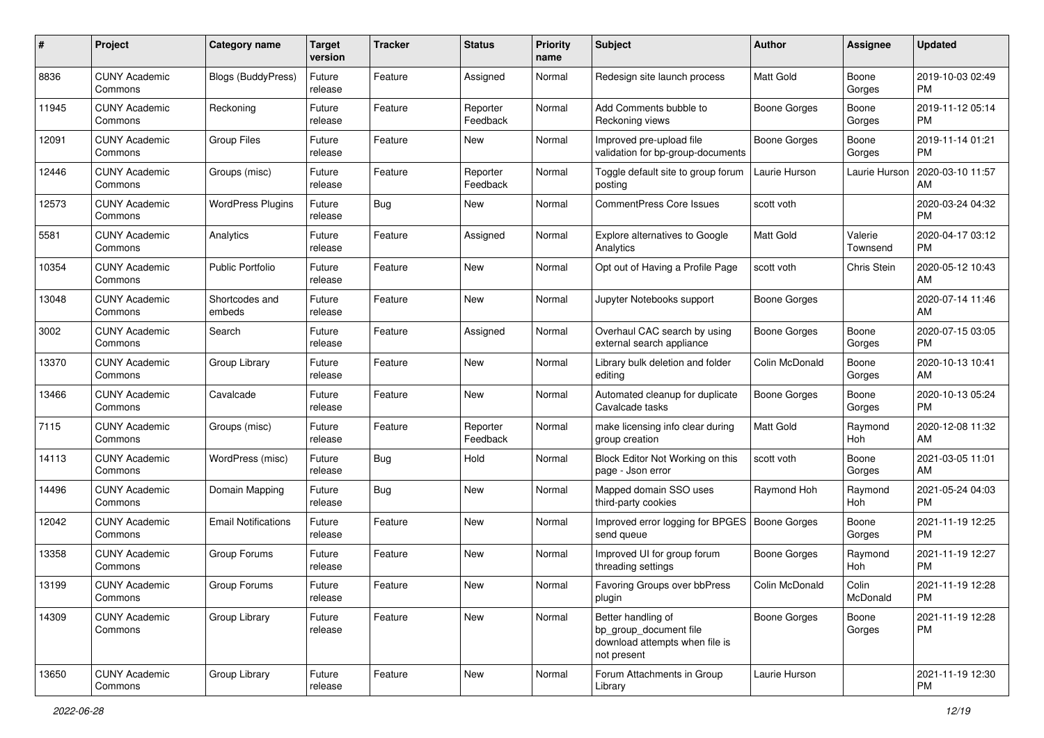| # | Project | Category name | Target version | Tracker | Status | Priority name | Subject | Author | Assignee | Updated |
|---|---|---|---|---|---|---|---|---|---|---|
| 8836 | CUNY Academic Commons | Blogs (BuddyPress) | Future release | Feature | Assigned | Normal | Redesign site launch process | Matt Gold | Boone Gorges | 2019-10-03 02:49 PM |
| 11945 | CUNY Academic Commons | Reckoning | Future release | Feature | Reporter Feedback | Normal | Add Comments bubble to Reckoning views | Boone Gorges | Boone Gorges | 2019-11-12 05:14 PM |
| 12091 | CUNY Academic Commons | Group Files | Future release | Feature | New | Normal | Improved pre-upload file validation for bp-group-documents | Boone Gorges | Boone Gorges | 2019-11-14 01:21 PM |
| 12446 | CUNY Academic Commons | Groups (misc) | Future release | Feature | Reporter Feedback | Normal | Toggle default site to group forum posting | Laurie Hurson | Laurie Hurson | 2020-03-10 11:57 AM |
| 12573 | CUNY Academic Commons | WordPress Plugins | Future release | Bug | New | Normal | CommentPress Core Issues | scott voth | | 2020-03-24 04:32 PM |
| 5581 | CUNY Academic Commons | Analytics | Future release | Feature | Assigned | Normal | Explore alternatives to Google Analytics | Matt Gold | Valerie Townsend | 2020-04-17 03:12 PM |
| 10354 | CUNY Academic Commons | Public Portfolio | Future release | Feature | New | Normal | Opt out of Having a Profile Page | scott voth | Chris Stein | 2020-05-12 10:43 AM |
| 13048 | CUNY Academic Commons | Shortcodes and embeds | Future release | Feature | New | Normal | Jupyter Notebooks support | Boone Gorges | | 2020-07-14 11:46 AM |
| 3002 | CUNY Academic Commons | Search | Future release | Feature | Assigned | Normal | Overhaul CAC search by using external search appliance | Boone Gorges | Boone Gorges | 2020-07-15 03:05 PM |
| 13370 | CUNY Academic Commons | Group Library | Future release | Feature | New | Normal | Library bulk deletion and folder editing | Colin McDonald | Boone Gorges | 2020-10-13 10:41 AM |
| 13466 | CUNY Academic Commons | Cavalcade | Future release | Feature | New | Normal | Automated cleanup for duplicate Cavalcade tasks | Boone Gorges | Boone Gorges | 2020-10-13 05:24 PM |
| 7115 | CUNY Academic Commons | Groups (misc) | Future release | Feature | Reporter Feedback | Normal | make licensing info clear during group creation | Matt Gold | Raymond Hoh | 2020-12-08 11:32 AM |
| 14113 | CUNY Academic Commons | WordPress (misc) | Future release | Bug | Hold | Normal | Block Editor Not Working on this page - Json error | scott voth | Boone Gorges | 2021-03-05 11:01 AM |
| 14496 | CUNY Academic Commons | Domain Mapping | Future release | Bug | New | Normal | Mapped domain SSO uses third-party cookies | Raymond Hoh | Raymond Hoh | 2021-05-24 04:03 PM |
| 12042 | CUNY Academic Commons | Email Notifications | Future release | Feature | New | Normal | Improved error logging for BPGES send queue | Boone Gorges | Boone Gorges | 2021-11-19 12:25 PM |
| 13358 | CUNY Academic Commons | Group Forums | Future release | Feature | New | Normal | Improved UI for group forum threading settings | Boone Gorges | Raymond Hoh | 2021-11-19 12:27 PM |
| 13199 | CUNY Academic Commons | Group Forums | Future release | Feature | New | Normal | Favoring Groups over bbPress plugin | Colin McDonald | Colin McDonald | 2021-11-19 12:28 PM |
| 14309 | CUNY Academic Commons | Group Library | Future release | Feature | New | Normal | Better handling of bp_group_document file download attempts when file is not present | Boone Gorges | Boone Gorges | 2021-11-19 12:28 PM |
| 13650 | CUNY Academic Commons | Group Library | Future release | Feature | New | Normal | Forum Attachments in Group Library | Laurie Hurson | | 2021-11-19 12:30 PM |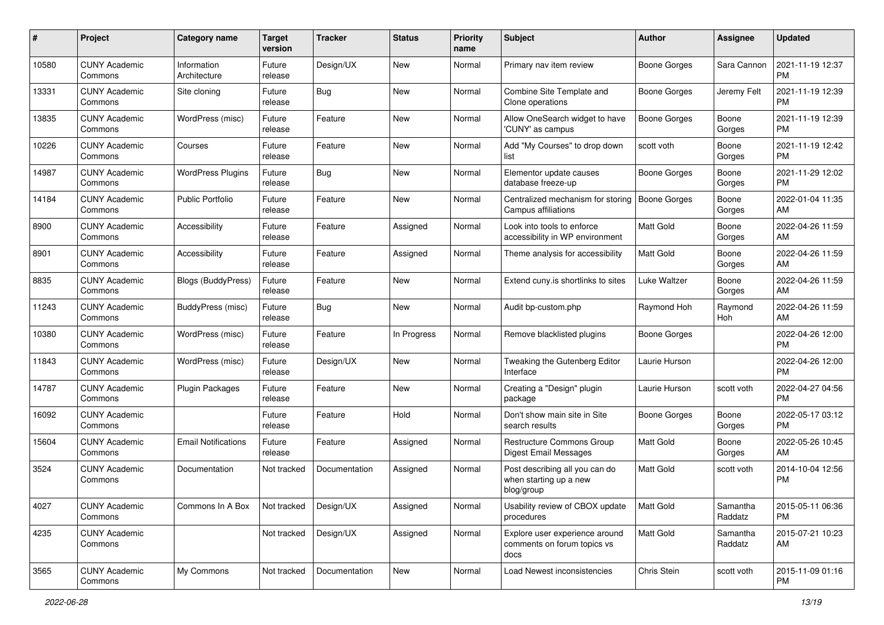| # | Project | Category name | Target version | Tracker | Status | Priority name | Subject | Author | Assignee | Updated |
|---|---|---|---|---|---|---|---|---|---|---|
| 10580 | CUNY Academic Commons | Information Architecture | Future release | Design/UX | New | Normal | Primary nav item review | Boone Gorges | Sara Cannon | 2021-11-19 12:37 PM |
| 13331 | CUNY Academic Commons | Site cloning | Future release | Bug | New | Normal | Combine Site Template and Clone operations | Boone Gorges | Jeremy Felt | 2021-11-19 12:39 PM |
| 13835 | CUNY Academic Commons | WordPress (misc) | Future release | Feature | New | Normal | Allow OneSearch widget to have 'CUNY' as campus | Boone Gorges | Boone Gorges | 2021-11-19 12:39 PM |
| 10226 | CUNY Academic Commons | Courses | Future release | Feature | New | Normal | Add "My Courses" to drop down list | scott voth | Boone Gorges | 2021-11-19 12:42 PM |
| 14987 | CUNY Academic Commons | WordPress Plugins | Future release | Bug | New | Normal | Elementor update causes database freeze-up | Boone Gorges | Boone Gorges | 2021-11-29 12:02 PM |
| 14184 | CUNY Academic Commons | Public Portfolio | Future release | Feature | New | Normal | Centralized mechanism for storing Campus affiliations | Boone Gorges | Boone Gorges | 2022-01-04 11:35 AM |
| 8900 | CUNY Academic Commons | Accessibility | Future release | Feature | Assigned | Normal | Look into tools to enforce accessibility in WP environment | Matt Gold | Boone Gorges | 2022-04-26 11:59 AM |
| 8901 | CUNY Academic Commons | Accessibility | Future release | Feature | Assigned | Normal | Theme analysis for accessibility | Matt Gold | Boone Gorges | 2022-04-26 11:59 AM |
| 8835 | CUNY Academic Commons | Blogs (BuddyPress) | Future release | Feature | New | Normal | Extend cuny.is shortlinks to sites | Luke Waltzer | Boone Gorges | 2022-04-26 11:59 AM |
| 11243 | CUNY Academic Commons | BuddyPress (misc) | Future release | Bug | New | Normal | Audit bp-custom.php | Raymond Hoh | Raymond Hoh | 2022-04-26 11:59 AM |
| 10380 | CUNY Academic Commons | WordPress (misc) | Future release | Feature | In Progress | Normal | Remove blacklisted plugins | Boone Gorges | | 2022-04-26 12:00 PM |
| 11843 | CUNY Academic Commons | WordPress (misc) | Future release | Design/UX | New | Normal | Tweaking the Gutenberg Editor Interface | Laurie Hurson | | 2022-04-26 12:00 PM |
| 14787 | CUNY Academic Commons | Plugin Packages | Future release | Feature | New | Normal | Creating a "Design" plugin package | Laurie Hurson | scott voth | 2022-04-27 04:56 PM |
| 16092 | CUNY Academic Commons | | Future release | Feature | Hold | Normal | Don't show main site in Site search results | Boone Gorges | Boone Gorges | 2022-05-17 03:12 PM |
| 15604 | CUNY Academic Commons | Email Notifications | Future release | Feature | Assigned | Normal | Restructure Commons Group Digest Email Messages | Matt Gold | Boone Gorges | 2022-05-26 10:45 AM |
| 3524 | CUNY Academic Commons | Documentation | Not tracked | Documentation | Assigned | Normal | Post describing all you can do when starting up a new blog/group | Matt Gold | scott voth | 2014-10-04 12:56 PM |
| 4027 | CUNY Academic Commons | Commons In A Box | Not tracked | Design/UX | Assigned | Normal | Usability review of CBOX update procedures | Matt Gold | Samantha Raddatz | 2015-05-11 06:36 PM |
| 4235 | CUNY Academic Commons | | Not tracked | Design/UX | Assigned | Normal | Explore user experience around comments on forum topics vs docs | Matt Gold | Samantha Raddatz | 2015-07-21 10:23 AM |
| 3565 | CUNY Academic Commons | My Commons | Not tracked | Documentation | New | Normal | Load Newest inconsistencies | Chris Stein | scott voth | 2015-11-09 01:16 PM |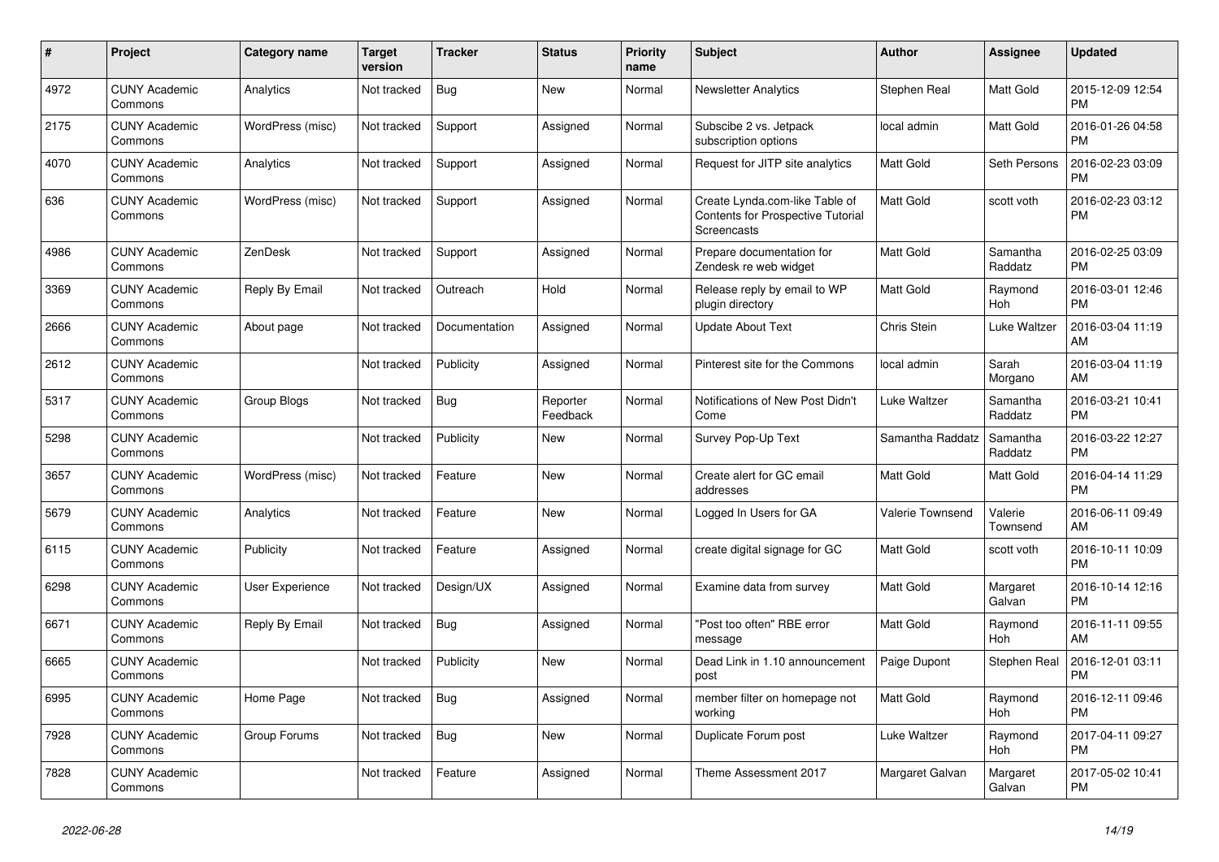| # | Project | Category name | Target version | Tracker | Status | Priority name | Subject | Author | Assignee | Updated |
|---|---|---|---|---|---|---|---|---|---|---|
| 4972 | CUNY Academic Commons | Analytics | Not tracked | Bug | New | Normal | Newsletter Analytics | Stephen Real | Matt Gold | 2015-12-09 12:54 PM |
| 2175 | CUNY Academic Commons | WordPress (misc) | Not tracked | Support | Assigned | Normal | Subscibe 2 vs. Jetpack subscription options | local admin | Matt Gold | 2016-01-26 04:58 PM |
| 4070 | CUNY Academic Commons | Analytics | Not tracked | Support | Assigned | Normal | Request for JITP site analytics | Matt Gold | Seth Persons | 2016-02-23 03:09 PM |
| 636 | CUNY Academic Commons | WordPress (misc) | Not tracked | Support | Assigned | Normal | Create Lynda.com-like Table of Contents for Prospective Tutorial Screencasts | Matt Gold | scott voth | 2016-02-23 03:12 PM |
| 4986 | CUNY Academic Commons | ZenDesk | Not tracked | Support | Assigned | Normal | Prepare documentation for Zendesk re web widget | Matt Gold | Samantha Raddatz | 2016-02-25 03:09 PM |
| 3369 | CUNY Academic Commons | Reply By Email | Not tracked | Outreach | Hold | Normal | Release reply by email to WP plugin directory | Matt Gold | Raymond Hoh | 2016-03-01 12:46 PM |
| 2666 | CUNY Academic Commons | About page | Not tracked | Documentation | Assigned | Normal | Update About Text | Chris Stein | Luke Waltzer | 2016-03-04 11:19 AM |
| 2612 | CUNY Academic Commons | | Not tracked | Publicity | Assigned | Normal | Pinterest site for the Commons | local admin | Sarah Morgano | 2016-03-04 11:19 AM |
| 5317 | CUNY Academic Commons | Group Blogs | Not tracked | Bug | Reporter Feedback | Normal | Notifications of New Post Didn't Come | Luke Waltzer | Samantha Raddatz | 2016-03-21 10:41 PM |
| 5298 | CUNY Academic Commons | | Not tracked | Publicity | New | Normal | Survey Pop-Up Text | Samantha Raddatz | Samantha Raddatz | 2016-03-22 12:27 PM |
| 3657 | CUNY Academic Commons | WordPress (misc) | Not tracked | Feature | New | Normal | Create alert for GC email addresses | Matt Gold | Matt Gold | 2016-04-14 11:29 PM |
| 5679 | CUNY Academic Commons | Analytics | Not tracked | Feature | New | Normal | Logged In Users for GA | Valerie Townsend | Valerie Townsend | 2016-06-11 09:49 AM |
| 6115 | CUNY Academic Commons | Publicity | Not tracked | Feature | Assigned | Normal | create digital signage for GC | Matt Gold | scott voth | 2016-10-11 10:09 PM |
| 6298 | CUNY Academic Commons | User Experience | Not tracked | Design/UX | Assigned | Normal | Examine data from survey | Matt Gold | Margaret Galvan | 2016-10-14 12:16 PM |
| 6671 | CUNY Academic Commons | Reply By Email | Not tracked | Bug | Assigned | Normal | "Post too often" RBE error message | Matt Gold | Raymond Hoh | 2016-11-11 09:55 AM |
| 6665 | CUNY Academic Commons | | Not tracked | Publicity | New | Normal | Dead Link in 1.10 announcement post | Paige Dupont | Stephen Real | 2016-12-01 03:11 PM |
| 6995 | CUNY Academic Commons | Home Page | Not tracked | Bug | Assigned | Normal | member filter on homepage not working | Matt Gold | Raymond Hoh | 2016-12-11 09:46 PM |
| 7928 | CUNY Academic Commons | Group Forums | Not tracked | Bug | New | Normal | Duplicate Forum post | Luke Waltzer | Raymond Hoh | 2017-04-11 09:27 PM |
| 7828 | CUNY Academic Commons | | Not tracked | Feature | Assigned | Normal | Theme Assessment 2017 | Margaret Galvan | Margaret Galvan | 2017-05-02 10:41 PM |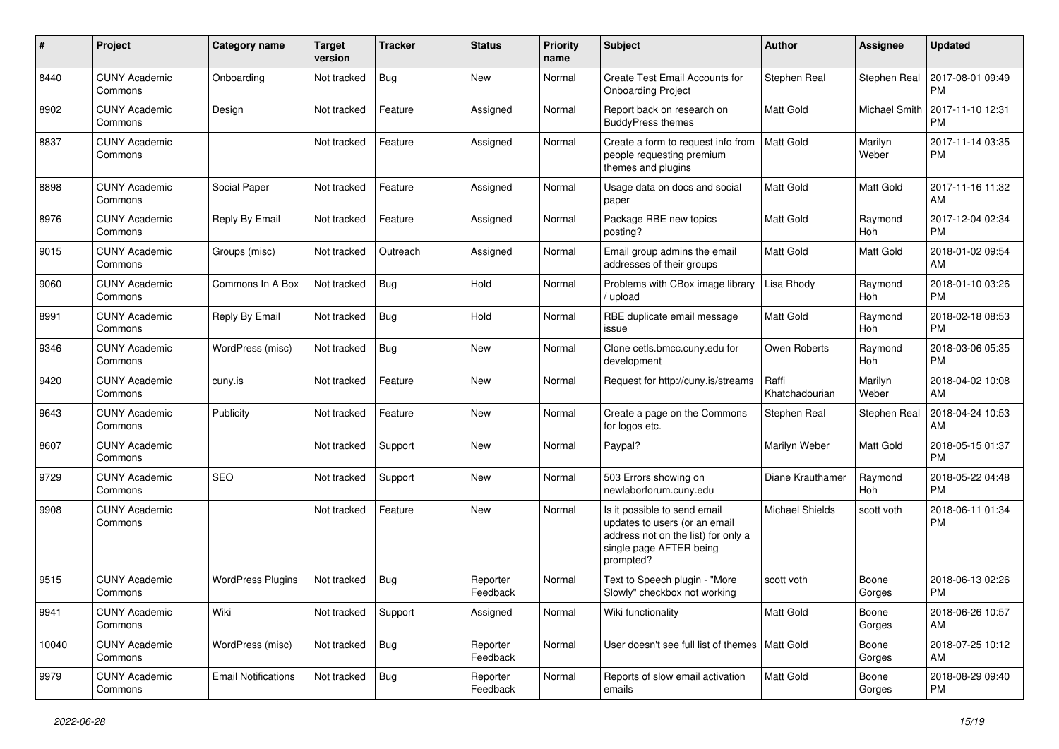| # | Project | Category name | Target version | Tracker | Status | Priority name | Subject | Author | Assignee | Updated |
|---|---|---|---|---|---|---|---|---|---|---|
| 8440 | CUNY Academic Commons | Onboarding | Not tracked | Bug | New | Normal | Create Test Email Accounts for Onboarding Project | Stephen Real | Stephen Real | 2017-08-01 09:49 PM |
| 8902 | CUNY Academic Commons | Design | Not tracked | Feature | Assigned | Normal | Report back on research on BuddyPress themes | Matt Gold | Michael Smith | 2017-11-10 12:31 PM |
| 8837 | CUNY Academic Commons | | Not tracked | Feature | Assigned | Normal | Create a form to request info from people requesting premium themes and plugins | Matt Gold | Marilyn Weber | 2017-11-14 03:35 PM |
| 8898 | CUNY Academic Commons | Social Paper | Not tracked | Feature | Assigned | Normal | Usage data on docs and social paper | Matt Gold | Matt Gold | 2017-11-16 11:32 AM |
| 8976 | CUNY Academic Commons | Reply By Email | Not tracked | Feature | Assigned | Normal | Package RBE new topics posting? | Matt Gold | Raymond Hoh | 2017-12-04 02:34 PM |
| 9015 | CUNY Academic Commons | Groups (misc) | Not tracked | Outreach | Assigned | Normal | Email group admins the email addresses of their groups | Matt Gold | Matt Gold | 2018-01-02 09:54 AM |
| 9060 | CUNY Academic Commons | Commons In A Box | Not tracked | Bug | Hold | Normal | Problems with CBox image library / upload | Lisa Rhody | Raymond Hoh | 2018-01-10 03:26 PM |
| 8991 | CUNY Academic Commons | Reply By Email | Not tracked | Bug | Hold | Normal | RBE duplicate email message issue | Matt Gold | Raymond Hoh | 2018-02-18 08:53 PM |
| 9346 | CUNY Academic Commons | WordPress (misc) | Not tracked | Bug | New | Normal | Clone cetls.bmcc.cuny.edu for development | Owen Roberts | Raymond Hoh | 2018-03-06 05:35 PM |
| 9420 | CUNY Academic Commons | cuny.is | Not tracked | Feature | New | Normal | Request for http://cuny.is/streams | Raffi Khatchadourian | Marilyn Weber | 2018-04-02 10:08 AM |
| 9643 | CUNY Academic Commons | Publicity | Not tracked | Feature | New | Normal | Create a page on the Commons for logos etc. | Stephen Real | Stephen Real | 2018-04-24 10:53 AM |
| 8607 | CUNY Academic Commons | | Not tracked | Support | New | Normal | Paypal? | Marilyn Weber | Matt Gold | 2018-05-15 01:37 PM |
| 9729 | CUNY Academic Commons | SEO | Not tracked | Support | New | Normal | 503 Errors showing on newlaborforum.cuny.edu | Diane Krauthamer | Raymond Hoh | 2018-05-22 04:48 PM |
| 9908 | CUNY Academic Commons | | Not tracked | Feature | New | Normal | Is it possible to send email updates to users (or an email address not on the list) for only a single page AFTER being prompted? | Michael Shields | scott voth | 2018-06-11 01:34 PM |
| 9515 | CUNY Academic Commons | WordPress Plugins | Not tracked | Bug | Reporter Feedback | Normal | Text to Speech plugin - "More Slowly" checkbox not working | scott voth | Boone Gorges | 2018-06-13 02:26 PM |
| 9941 | CUNY Academic Commons | Wiki | Not tracked | Support | Assigned | Normal | Wiki functionality | Matt Gold | Boone Gorges | 2018-06-26 10:57 AM |
| 10040 | CUNY Academic Commons | WordPress (misc) | Not tracked | Bug | Reporter Feedback | Normal | User doesn't see full list of themes | Matt Gold | Boone Gorges | 2018-07-25 10:12 AM |
| 9979 | CUNY Academic Commons | Email Notifications | Not tracked | Bug | Reporter Feedback | Normal | Reports of slow email activation emails | Matt Gold | Boone Gorges | 2018-08-29 09:40 PM |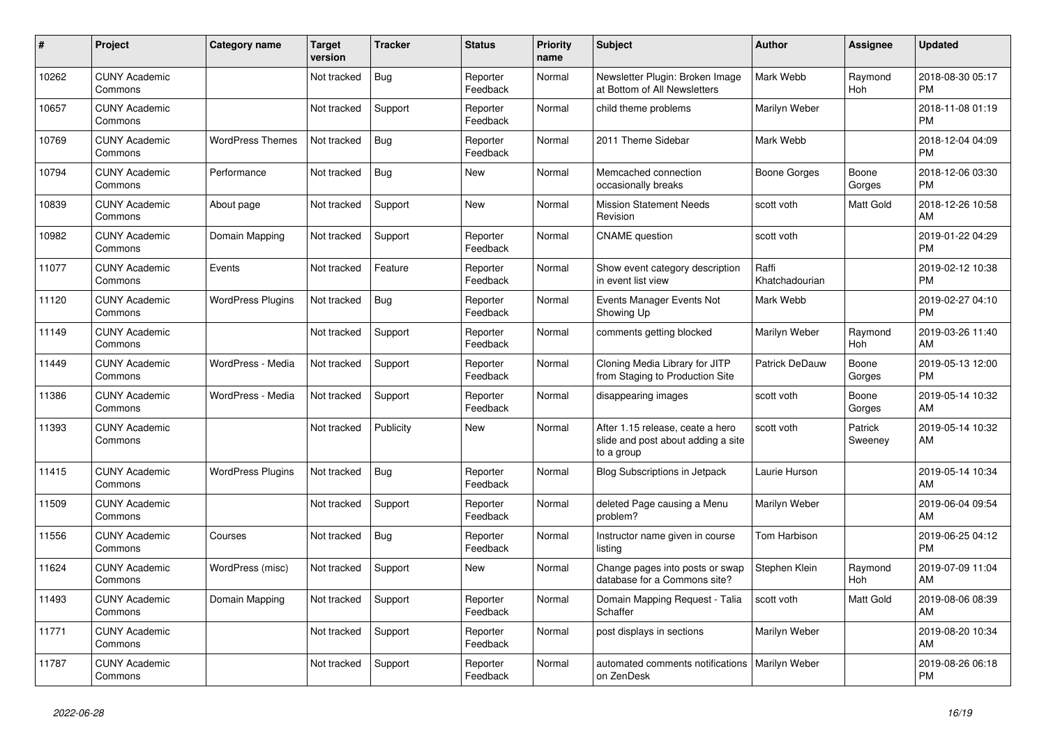| # | Project | Category name | Target version | Tracker | Status | Priority name | Subject | Author | Assignee | Updated |
|---|---|---|---|---|---|---|---|---|---|---|
| 10262 | CUNY Academic Commons | | Not tracked | Bug | Reporter Feedback | Normal | Newsletter Plugin: Broken Image at Bottom of All Newsletters | Mark Webb | Raymond Hoh | 2018-08-30 05:17 PM |
| 10657 | CUNY Academic Commons | | Not tracked | Support | Reporter Feedback | Normal | child theme problems | Marilyn Weber | | 2018-11-08 01:19 PM |
| 10769 | CUNY Academic Commons | WordPress Themes | Not tracked | Bug | Reporter Feedback | Normal | 2011 Theme Sidebar | Mark Webb | | 2018-12-04 04:09 PM |
| 10794 | CUNY Academic Commons | Performance | Not tracked | Bug | New | Normal | Memcached connection occasionally breaks | Boone Gorges | Boone Gorges | 2018-12-06 03:30 PM |
| 10839 | CUNY Academic Commons | About page | Not tracked | Support | New | Normal | Mission Statement Needs Revision | scott voth | Matt Gold | 2018-12-26 10:58 AM |
| 10982 | CUNY Academic Commons | Domain Mapping | Not tracked | Support | Reporter Feedback | Normal | CNAME question | scott voth | | 2019-01-22 04:29 PM |
| 11077 | CUNY Academic Commons | Events | Not tracked | Feature | Reporter Feedback | Normal | Show event category description in event list view | Raffi Khatchadourian | | 2019-02-12 10:38 PM |
| 11120 | CUNY Academic Commons | WordPress Plugins | Not tracked | Bug | Reporter Feedback | Normal | Events Manager Events Not Showing Up | Mark Webb | | 2019-02-27 04:10 PM |
| 11149 | CUNY Academic Commons | | Not tracked | Support | Reporter Feedback | Normal | comments getting blocked | Marilyn Weber | Raymond Hoh | 2019-03-26 11:40 AM |
| 11449 | CUNY Academic Commons | WordPress - Media | Not tracked | Support | Reporter Feedback | Normal | Cloning Media Library for JITP from Staging to Production Site | Patrick DeDauw | Boone Gorges | 2019-05-13 12:00 PM |
| 11386 | CUNY Academic Commons | WordPress - Media | Not tracked | Support | Reporter Feedback | Normal | disappearing images | scott voth | Boone Gorges | 2019-05-14 10:32 AM |
| 11393 | CUNY Academic Commons | | Not tracked | Publicity | New | Normal | After 1.15 release, ceate a hero slide and post about adding a site to a group | scott voth | Patrick Sweeney | 2019-05-14 10:32 AM |
| 11415 | CUNY Academic Commons | WordPress Plugins | Not tracked | Bug | Reporter Feedback | Normal | Blog Subscriptions in Jetpack | Laurie Hurson | | 2019-05-14 10:34 AM |
| 11509 | CUNY Academic Commons | | Not tracked | Support | Reporter Feedback | Normal | deleted Page causing a Menu problem? | Marilyn Weber | | 2019-06-04 09:54 AM |
| 11556 | CUNY Academic Commons | Courses | Not tracked | Bug | Reporter Feedback | Normal | Instructor name given in course listing | Tom Harbison | | 2019-06-25 04:12 PM |
| 11624 | CUNY Academic Commons | WordPress (misc) | Not tracked | Support | New | Normal | Change pages into posts or swap database for a Commons site? | Stephen Klein | Raymond Hoh | 2019-07-09 11:04 AM |
| 11493 | CUNY Academic Commons | Domain Mapping | Not tracked | Support | Reporter Feedback | Normal | Domain Mapping Request - Talia Schaffer | scott voth | Matt Gold | 2019-08-06 08:39 AM |
| 11771 | CUNY Academic Commons | | Not tracked | Support | Reporter Feedback | Normal | post displays in sections | Marilyn Weber | | 2019-08-20 10:34 AM |
| 11787 | CUNY Academic Commons | | Not tracked | Support | Reporter Feedback | Normal | automated comments notifications on ZenDesk | Marilyn Weber | | 2019-08-26 06:18 PM |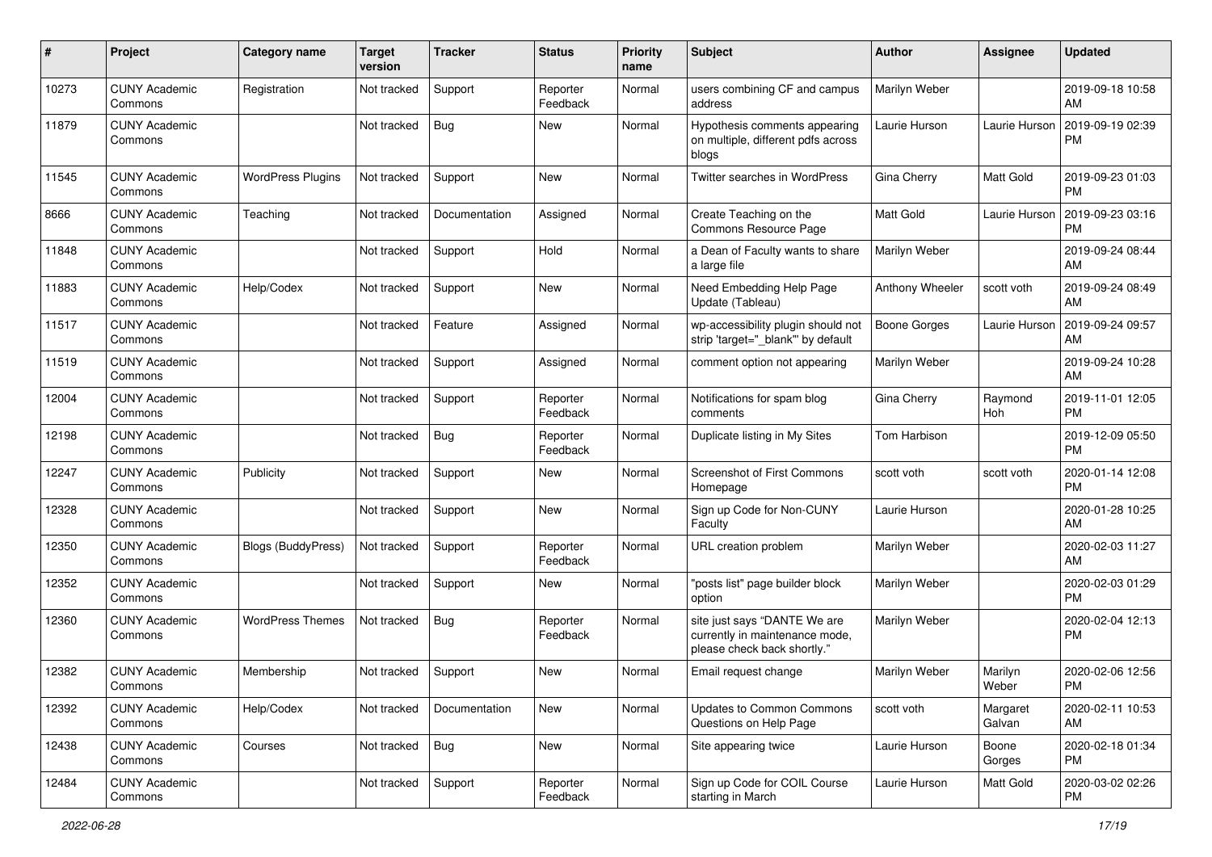| # | Project | Category name | Target version | Tracker | Status | Priority name | Subject | Author | Assignee | Updated |
|---|---|---|---|---|---|---|---|---|---|---|
| 10273 | CUNY Academic Commons | Registration | Not tracked | Support | Reporter Feedback | Normal | users combining CF and campus address | Marilyn Weber | | 2019-09-18 10:58 AM |
| 11879 | CUNY Academic Commons | | Not tracked | Bug | New | Normal | Hypothesis comments appearing on multiple, different pdfs across blogs | Laurie Hurson | Laurie Hurson | 2019-09-19 02:39 PM |
| 11545 | CUNY Academic Commons | WordPress Plugins | Not tracked | Support | New | Normal | Twitter searches in WordPress | Gina Cherry | Matt Gold | 2019-09-23 01:03 PM |
| 8666 | CUNY Academic Commons | Teaching | Not tracked | Documentation | Assigned | Normal | Create Teaching on the Commons Resource Page | Matt Gold | Laurie Hurson | 2019-09-23 03:16 PM |
| 11848 | CUNY Academic Commons | | Not tracked | Support | Hold | Normal | a Dean of Faculty wants to share a large file | Marilyn Weber | | 2019-09-24 08:44 AM |
| 11883 | CUNY Academic Commons | Help/Codex | Not tracked | Support | New | Normal | Need Embedding Help Page Update (Tableau) | Anthony Wheeler | scott voth | 2019-09-24 08:49 AM |
| 11517 | CUNY Academic Commons | | Not tracked | Feature | Assigned | Normal | wp-accessibility plugin should not strip 'target="_blank"' by default | Boone Gorges | Laurie Hurson | 2019-09-24 09:57 AM |
| 11519 | CUNY Academic Commons | | Not tracked | Support | Assigned | Normal | comment option not appearing | Marilyn Weber | | 2019-09-24 10:28 AM |
| 12004 | CUNY Academic Commons | | Not tracked | Support | Reporter Feedback | Normal | Notifications for spam blog comments | Gina Cherry | Raymond Hoh | 2019-11-01 12:05 PM |
| 12198 | CUNY Academic Commons | | Not tracked | Bug | Reporter Feedback | Normal | Duplicate listing in My Sites | Tom Harbison | | 2019-12-09 05:50 PM |
| 12247 | CUNY Academic Commons | Publicity | Not tracked | Support | New | Normal | Screenshot of First Commons Homepage | scott voth | scott voth | 2020-01-14 12:08 PM |
| 12328 | CUNY Academic Commons | | Not tracked | Support | New | Normal | Sign up Code for Non-CUNY Faculty | Laurie Hurson | | 2020-01-28 10:25 AM |
| 12350 | CUNY Academic Commons | Blogs (BuddyPress) | Not tracked | Support | Reporter Feedback | Normal | URL creation problem | Marilyn Weber | | 2020-02-03 11:27 AM |
| 12352 | CUNY Academic Commons | | Not tracked | Support | New | Normal | "posts list" page builder block option | Marilyn Weber | | 2020-02-03 01:29 PM |
| 12360 | CUNY Academic Commons | WordPress Themes | Not tracked | Bug | Reporter Feedback | Normal | site just says "DANTE We are currently in maintenance mode, please check back shortly." | Marilyn Weber | | 2020-02-04 12:13 PM |
| 12382 | CUNY Academic Commons | Membership | Not tracked | Support | New | Normal | Email request change | Marilyn Weber | Marilyn Weber | 2020-02-06 12:56 PM |
| 12392 | CUNY Academic Commons | Help/Codex | Not tracked | Documentation | New | Normal | Updates to Common Commons Questions on Help Page | scott voth | Margaret Galvan | 2020-02-11 10:53 AM |
| 12438 | CUNY Academic Commons | Courses | Not tracked | Bug | New | Normal | Site appearing twice | Laurie Hurson | Boone Gorges | 2020-02-18 01:34 PM |
| 12484 | CUNY Academic Commons | | Not tracked | Support | Reporter Feedback | Normal | Sign up Code for COIL Course starting in March | Laurie Hurson | Matt Gold | 2020-03-02 02:26 PM |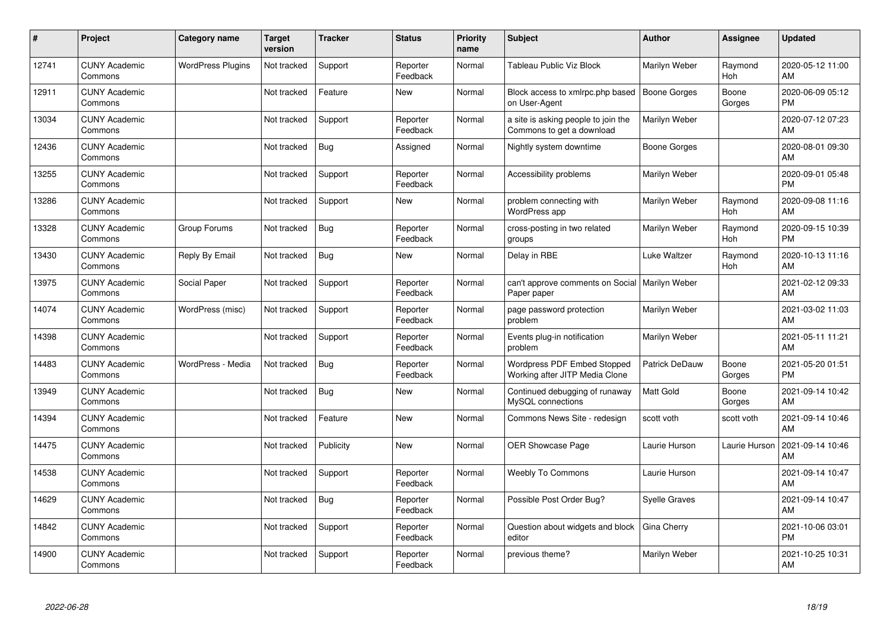| # | Project | Category name | Target version | Tracker | Status | Priority name | Subject | Author | Assignee | Updated |
|---|---|---|---|---|---|---|---|---|---|---|
| 12741 | CUNY Academic Commons | WordPress Plugins | Not tracked | Support | Reporter Feedback | Normal | Tableau Public Viz Block | Marilyn Weber | Raymond Hoh | 2020-05-12 11:00 AM |
| 12911 | CUNY Academic Commons | | Not tracked | Feature | New | Normal | Block access to xmlrpc.php based on User-Agent | Boone Gorges | Boone Gorges | 2020-06-09 05:12 PM |
| 13034 | CUNY Academic Commons | | Not tracked | Support | Reporter Feedback | Normal | a site is asking people to join the Commons to get a download | Marilyn Weber | | 2020-07-12 07:23 AM |
| 12436 | CUNY Academic Commons | | Not tracked | Bug | Assigned | Normal | Nightly system downtime | Boone Gorges | | 2020-08-01 09:30 AM |
| 13255 | CUNY Academic Commons | | Not tracked | Support | Reporter Feedback | Normal | Accessibility problems | Marilyn Weber | | 2020-09-01 05:48 PM |
| 13286 | CUNY Academic Commons | | Not tracked | Support | New | Normal | problem connecting with WordPress app | Marilyn Weber | Raymond Hoh | 2020-09-08 11:16 AM |
| 13328 | CUNY Academic Commons | Group Forums | Not tracked | Bug | Reporter Feedback | Normal | cross-posting in two related groups | Marilyn Weber | Raymond Hoh | 2020-09-15 10:39 PM |
| 13430 | CUNY Academic Commons | Reply By Email | Not tracked | Bug | New | Normal | Delay in RBE | Luke Waltzer | Raymond Hoh | 2020-10-13 11:16 AM |
| 13975 | CUNY Academic Commons | Social Paper | Not tracked | Support | Reporter Feedback | Normal | can't approve comments on Social Paper paper | Marilyn Weber | | 2021-02-12 09:33 AM |
| 14074 | CUNY Academic Commons | WordPress (misc) | Not tracked | Support | Reporter Feedback | Normal | page password protection problem | Marilyn Weber | | 2021-03-02 11:03 AM |
| 14398 | CUNY Academic Commons | | Not tracked | Support | Reporter Feedback | Normal | Events plug-in notification problem | Marilyn Weber | | 2021-05-11 11:21 AM |
| 14483 | CUNY Academic Commons | WordPress - Media | Not tracked | Bug | Reporter Feedback | Normal | Wordpress PDF Embed Stopped Working after JITP Media Clone | Patrick DeDauw | Boone Gorges | 2021-05-20 01:51 PM |
| 13949 | CUNY Academic Commons | | Not tracked | Bug | New | Normal | Continued debugging of runaway MySQL connections | Matt Gold | Boone Gorges | 2021-09-14 10:42 AM |
| 14394 | CUNY Academic Commons | | Not tracked | Feature | New | Normal | Commons News Site - redesign | scott voth | scott voth | 2021-09-14 10:46 AM |
| 14475 | CUNY Academic Commons | | Not tracked | Publicity | New | Normal | OER Showcase Page | Laurie Hurson | Laurie Hurson | 2021-09-14 10:46 AM |
| 14538 | CUNY Academic Commons | | Not tracked | Support | Reporter Feedback | Normal | Weebly To Commons | Laurie Hurson | | 2021-09-14 10:47 AM |
| 14629 | CUNY Academic Commons | | Not tracked | Bug | Reporter Feedback | Normal | Possible Post Order Bug? | Syelle Graves | | 2021-09-14 10:47 AM |
| 14842 | CUNY Academic Commons | | Not tracked | Support | Reporter Feedback | Normal | Question about widgets and block editor | Gina Cherry | | 2021-10-06 03:01 PM |
| 14900 | CUNY Academic Commons | | Not tracked | Support | Reporter Feedback | Normal | previous theme? | Marilyn Weber | | 2021-10-25 10:31 AM |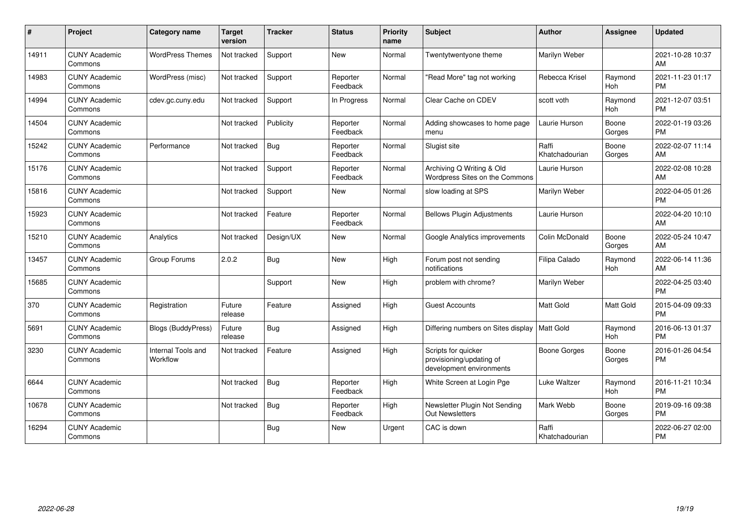| # | Project | Category name | Target version | Tracker | Status | Priority name | Subject | Author | Assignee | Updated |
|---|---|---|---|---|---|---|---|---|---|---|
| 14911 | CUNY Academic Commons | WordPress Themes | Not tracked | Support | New | Normal | Twentytwentyone theme | Marilyn Weber | | 2021-10-28 10:37 AM |
| 14983 | CUNY Academic Commons | WordPress (misc) | Not tracked | Support | Reporter Feedback | Normal | "Read More" tag not working | Rebecca Krisel | Raymond Hoh | 2021-11-23 01:17 PM |
| 14994 | CUNY Academic Commons | cdev.gc.cuny.edu | Not tracked | Support | In Progress | Normal | Clear Cache on CDEV | scott voth | Raymond Hoh | 2021-12-07 03:51 PM |
| 14504 | CUNY Academic Commons | | Not tracked | Publicity | Reporter Feedback | Normal | Adding showcases to home page menu | Laurie Hurson | Boone Gorges | 2022-01-19 03:26 PM |
| 15242 | CUNY Academic Commons | Performance | Not tracked | Bug | Reporter Feedback | Normal | Slugist site | Raffi Khatchadourian | Boone Gorges | 2022-02-07 11:14 AM |
| 15176 | CUNY Academic Commons | | Not tracked | Support | Reporter Feedback | Normal | Archiving Q Writing & Old Wordpress Sites on the Commons | Laurie Hurson | | 2022-02-08 10:28 AM |
| 15816 | CUNY Academic Commons | | Not tracked | Support | New | Normal | slow loading at SPS | Marilyn Weber | | 2022-04-05 01:26 PM |
| 15923 | CUNY Academic Commons | | Not tracked | Feature | Reporter Feedback | Normal | Bellows Plugin Adjustments | Laurie Hurson | | 2022-04-20 10:10 AM |
| 15210 | CUNY Academic Commons | Analytics | Not tracked | Design/UX | New | Normal | Google Analytics improvements | Colin McDonald | Boone Gorges | 2022-05-24 10:47 AM |
| 13457 | CUNY Academic Commons | Group Forums | 2.0.2 | Bug | New | High | Forum post not sending notifications | Filipa Calado | Raymond Hoh | 2022-06-14 11:36 AM |
| 15685 | CUNY Academic Commons | | | Support | New | High | problem with chrome? | Marilyn Weber | | 2022-04-25 03:40 PM |
| 370 | CUNY Academic Commons | Registration | Future release | Feature | Assigned | High | Guest Accounts | Matt Gold | Matt Gold | 2015-04-09 09:33 PM |
| 5691 | CUNY Academic Commons | Blogs (BuddyPress) | Future release | Bug | Assigned | High | Differing numbers on Sites display | Matt Gold | Raymond Hoh | 2016-06-13 01:37 PM |
| 3230 | CUNY Academic Commons | Internal Tools and Workflow | Not tracked | Feature | Assigned | High | Scripts for quicker provisioning/updating of development environments | Boone Gorges | Boone Gorges | 2016-01-26 04:54 PM |
| 6644 | CUNY Academic Commons | | Not tracked | Bug | Reporter Feedback | High | White Screen at Login Pge | Luke Waltzer | Raymond Hoh | 2016-11-21 10:34 PM |
| 10678 | CUNY Academic Commons | | Not tracked | Bug | Reporter Feedback | High | Newsletter Plugin Not Sending Out Newsletters | Mark Webb | Boone Gorges | 2019-09-16 09:38 PM |
| 16294 | CUNY Academic Commons | | | Bug | New | Urgent | CAC is down | Raffi Khatchadourian | | 2022-06-27 02:00 PM |